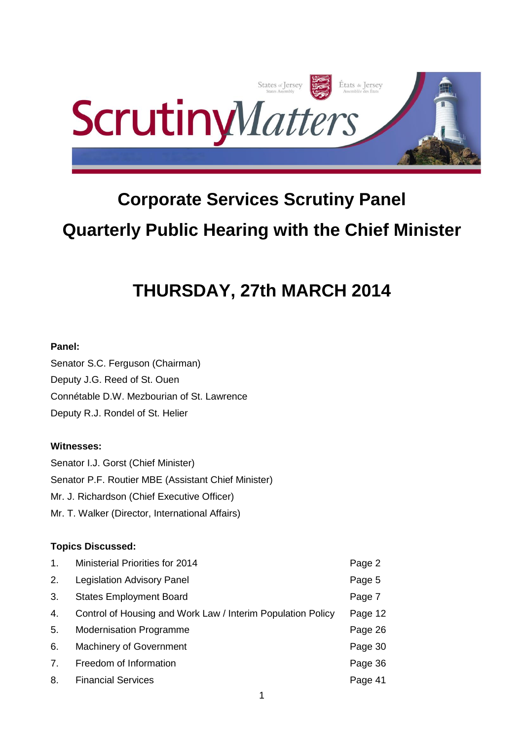# Corporate Services Scrutiny Panel

# Quarterly Public Hearing with the Chief Minister

## THURSDAY, 27th MARCH 2014

**Panel:**

Senator S.C. Ferguson (Chairman)
Deputy J.G. Reed of St. Ouen
Connétable D.W. Mezbourian of St. Lawrence
Deputy R.J. Rondel of St. Helier

**Witnesses:**

Senator I.J. Gorst (Chief Minister)
Senator P.F. Routier MBE (Assistant Chief Minister)
Mr. J. Richardson (Chief Executive Officer)
Mr. T. Walker (Director, International Affairs)

**Topics Discussed:**

| | | |
|---|---|---|
| 1. | Ministerial Priorities for 2014 | Page 2 |
| 2. | Legislation Advisory Panel | Page 5 |
| 3. | States Employment Board | Page 7 |
| 4. | Control of Housing and Work Law / Interim Population Policy | Page 12 |
| 5. | Modernisation Programme | Page 26 |
| 6. | Machinery of Government | Page 30 |
| 7. | Freedom of Information | Page 36 |
| 8. | Financial Services | Page 41 |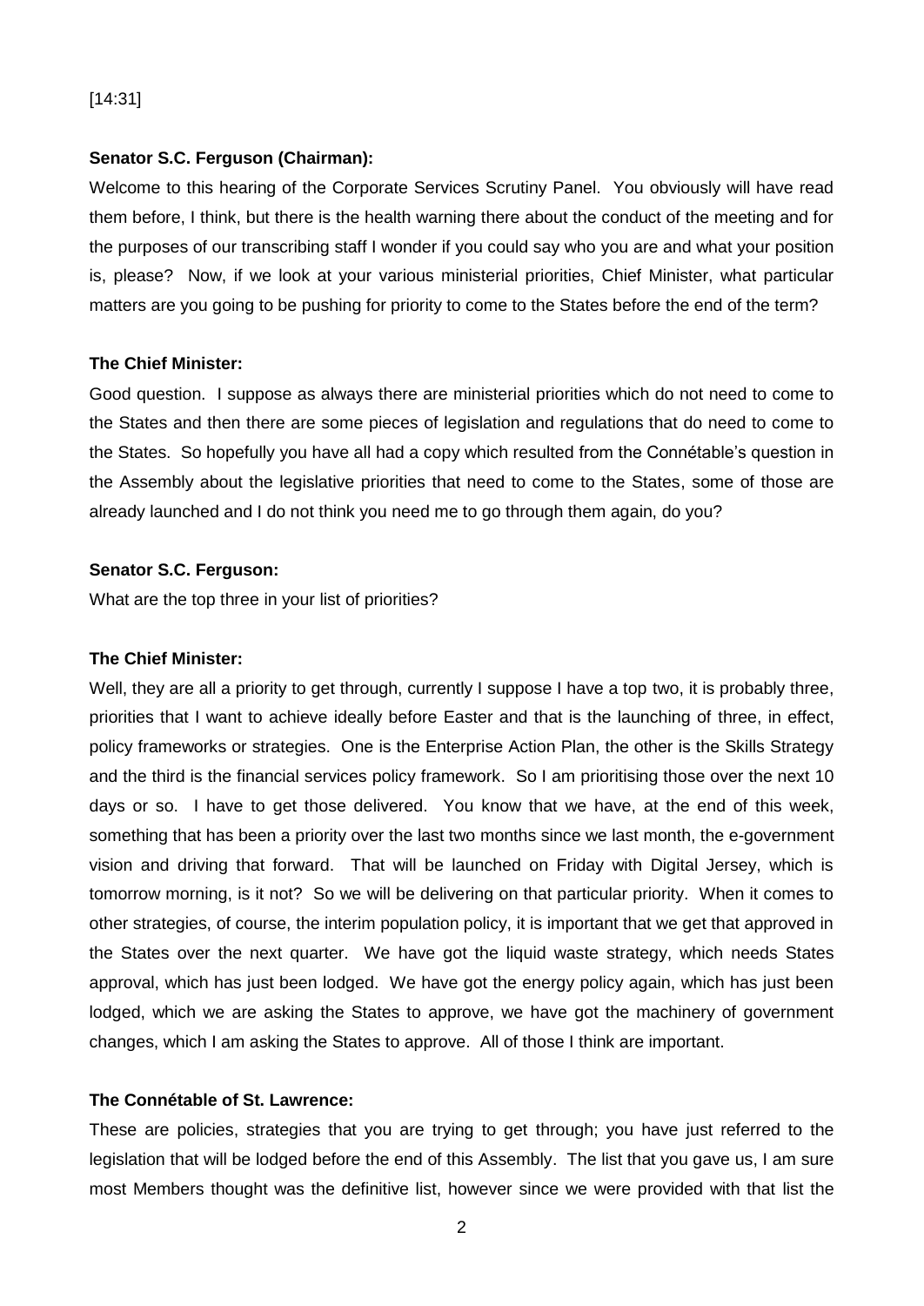[14:31]

**Senator S.C. Ferguson (Chairman):**

Welcome to this hearing of the Corporate Services Scrutiny Panel. You obviously will have read them before, I think, but there is the health warning there about the conduct of the meeting and for the purposes of our transcribing staff I wonder if you could say who you are and what your position is, please? Now, if we look at your various ministerial priorities, Chief Minister, what particular matters are you going to be pushing for priority to come to the States before the end of the term?

**The Chief Minister:**

Good question. I suppose as always there are ministerial priorities which do not need to come to the States and then there are some pieces of legislation and regulations that do need to come to the States. So hopefully you have all had a copy which resulted from the Connétable's question in the Assembly about the legislative priorities that need to come to the States, some of those are already launched and I do not think you need me to go through them again, do you?

**Senator S.C. Ferguson:**

What are the top three in your list of priorities?

**The Chief Minister:**

Well, they are all a priority to get through, currently I suppose I have a top two, it is probably three, priorities that I want to achieve ideally before Easter and that is the launching of three, in effect, policy frameworks or strategies. One is the Enterprise Action Plan, the other is the Skills Strategy and the third is the financial services policy framework. So I am prioritising those over the next 10 days or so. I have to get those delivered. You know that we have, at the end of this week, something that has been a priority over the last two months since we last month, the e-government vision and driving that forward. That will be launched on Friday with Digital Jersey, which is tomorrow morning, is it not? So we will be delivering on that particular priority. When it comes to other strategies, of course, the interim population policy, it is important that we get that approved in the States over the next quarter. We have got the liquid waste strategy, which needs States approval, which has just been lodged. We have got the energy policy again, which has just been lodged, which we are asking the States to approve, we have got the machinery of government changes, which I am asking the States to approve. All of those I think are important.

**The Connétable of St. Lawrence:**

These are policies, strategies that you are trying to get through; you have just referred to the legislation that will be lodged before the end of this Assembly. The list that you gave us, I am sure most Members thought was the definitive list, however since we were provided with that list the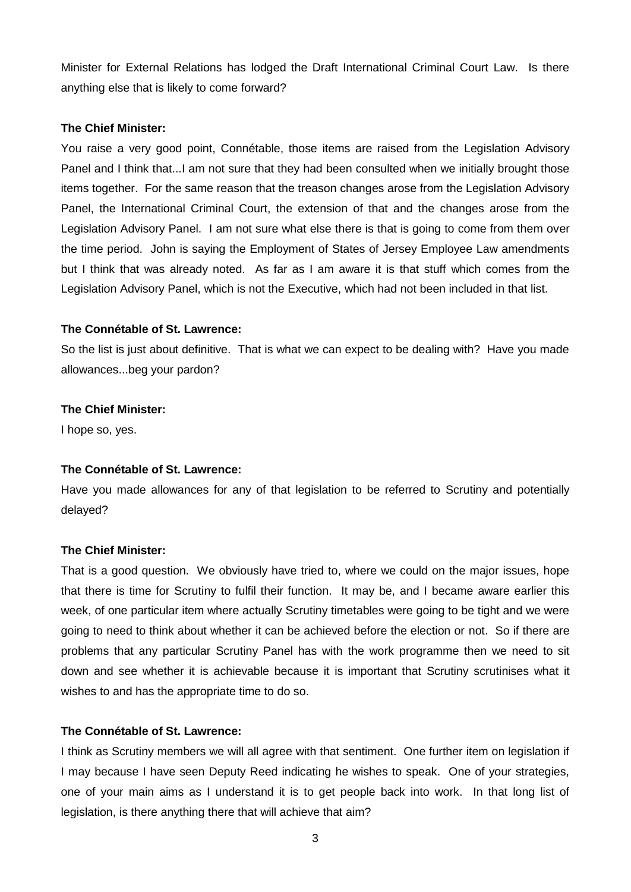Minister for External Relations has lodged the Draft International Criminal Court Law. Is there anything else that is likely to come forward?

**The Chief Minister:**

You raise a very good point, Connétable, those items are raised from the Legislation Advisory Panel and I think that...I am not sure that they had been consulted when we initially brought those items together. For the same reason that the treason changes arose from the Legislation Advisory Panel, the International Criminal Court, the extension of that and the changes arose from the Legislation Advisory Panel. I am not sure what else there is that is going to come from them over the time period. John is saying the Employment of States of Jersey Employee Law amendments but I think that was already noted. As far as I am aware it is that stuff which comes from the Legislation Advisory Panel, which is not the Executive, which had not been included in that list.

**The Connétable of St. Lawrence:**

So the list is just about definitive. That is what we can expect to be dealing with? Have you made allowances...beg your pardon?

**The Chief Minister:**

I hope so, yes.

**The Connétable of St. Lawrence:**

Have you made allowances for any of that legislation to be referred to Scrutiny and potentially delayed?

**The Chief Minister:**

That is a good question. We obviously have tried to, where we could on the major issues, hope that there is time for Scrutiny to fulfil their function. It may be, and I became aware earlier this week, of one particular item where actually Scrutiny timetables were going to be tight and we were going to need to think about whether it can be achieved before the election or not. So if there are problems that any particular Scrutiny Panel has with the work programme then we need to sit down and see whether it is achievable because it is important that Scrutiny scrutinises what it wishes to and has the appropriate time to do so.

**The Connétable of St. Lawrence:**

I think as Scrutiny members we will all agree with that sentiment. One further item on legislation if I may because I have seen Deputy Reed indicating he wishes to speak. One of your strategies, one of your main aims as I understand it is to get people back into work. In that long list of legislation, is there anything there that will achieve that aim?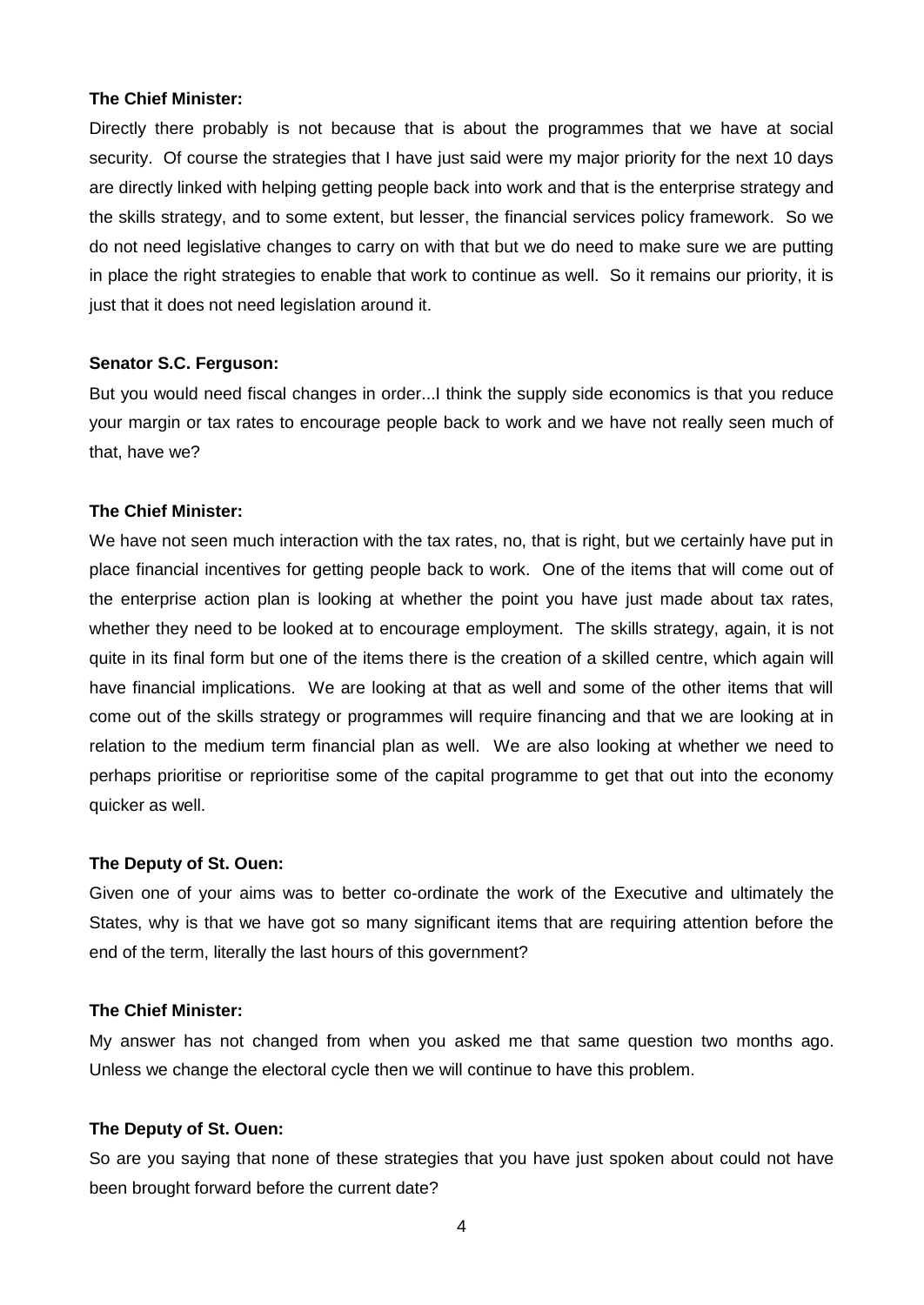**The Chief Minister:**

Directly there probably is not because that is about the programmes that we have at social security. Of course the strategies that I have just said were my major priority for the next 10 days are directly linked with helping getting people back into work and that is the enterprise strategy and the skills strategy, and to some extent, but lesser, the financial services policy framework. So we do not need legislative changes to carry on with that but we do need to make sure we are putting in place the right strategies to enable that work to continue as well. So it remains our priority, it is just that it does not need legislation around it.

**Senator S.C. Ferguson:**

But you would need fiscal changes in order...I think the supply side economics is that you reduce your margin or tax rates to encourage people back to work and we have not really seen much of that, have we?

**The Chief Minister:**

We have not seen much interaction with the tax rates, no, that is right, but we certainly have put in place financial incentives for getting people back to work. One of the items that will come out of the enterprise action plan is looking at whether the point you have just made about tax rates, whether they need to be looked at to encourage employment. The skills strategy, again, it is not quite in its final form but one of the items there is the creation of a skilled centre, which again will have financial implications. We are looking at that as well and some of the other items that will come out of the skills strategy or programmes will require financing and that we are looking at in relation to the medium term financial plan as well. We are also looking at whether we need to perhaps prioritise or reprioritise some of the capital programme to get that out into the economy quicker as well.

**The Deputy of St. Ouen:**

Given one of your aims was to better co-ordinate the work of the Executive and ultimately the States, why is that we have got so many significant items that are requiring attention before the end of the term, literally the last hours of this government?

**The Chief Minister:**

My answer has not changed from when you asked me that same question two months ago. Unless we change the electoral cycle then we will continue to have this problem.

**The Deputy of St. Ouen:**

So are you saying that none of these strategies that you have just spoken about could not have been brought forward before the current date?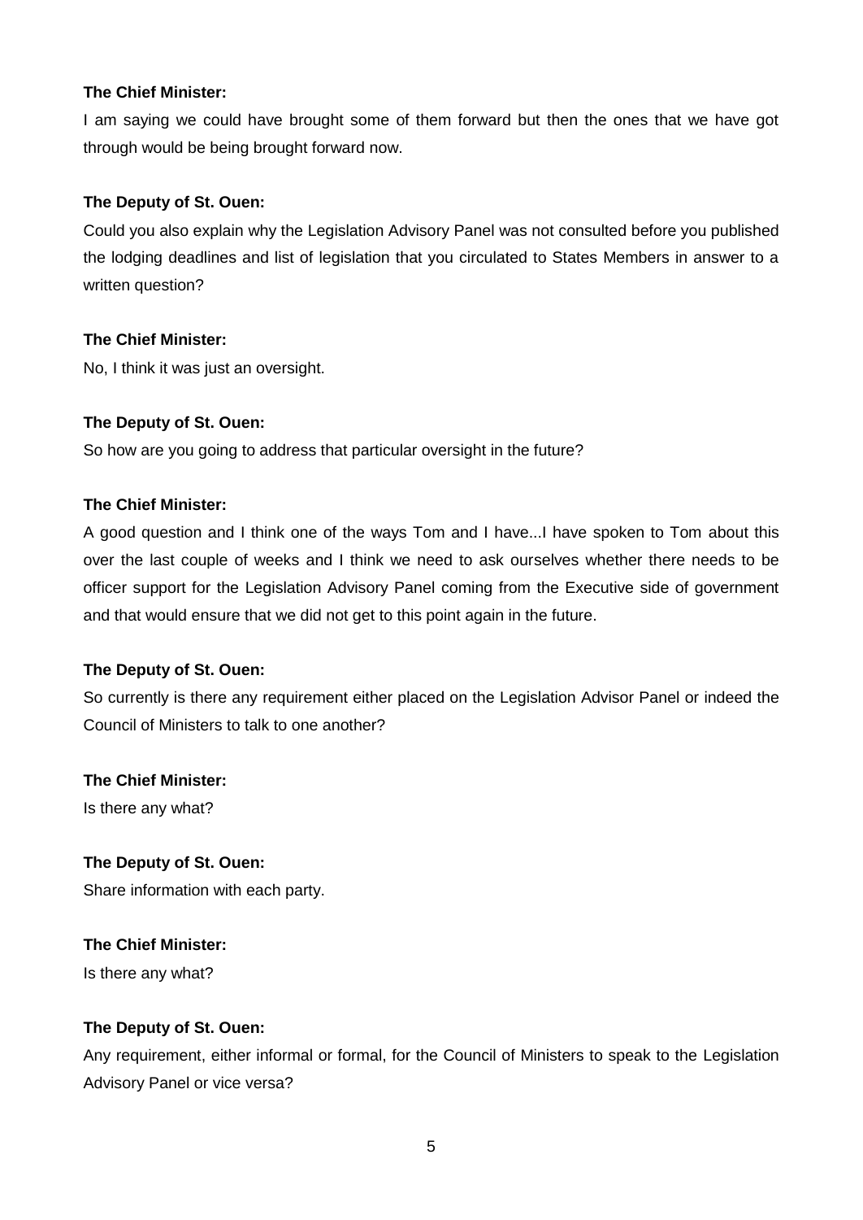**The Chief Minister:**

I am saying we could have brought some of them forward but then the ones that we have got through would be being brought forward now.

**The Deputy of St. Ouen:**

Could you also explain why the Legislation Advisory Panel was not consulted before you published the lodging deadlines and list of legislation that you circulated to States Members in answer to a written question?

**The Chief Minister:**

No, I think it was just an oversight.

**The Deputy of St. Ouen:**

So how are you going to address that particular oversight in the future?

**The Chief Minister:**

A good question and I think one of the ways Tom and I have...I have spoken to Tom about this over the last couple of weeks and I think we need to ask ourselves whether there needs to be officer support for the Legislation Advisory Panel coming from the Executive side of government and that would ensure that we did not get to this point again in the future.

**The Deputy of St. Ouen:**

So currently is there any requirement either placed on the Legislation Advisor Panel or indeed the Council of Ministers to talk to one another?

**The Chief Minister:**

Is there any what?

**The Deputy of St. Ouen:**

Share information with each party.

**The Chief Minister:**

Is there any what?

**The Deputy of St. Ouen:**

Any requirement, either informal or formal, for the Council of Ministers to speak to the Legislation Advisory Panel or vice versa?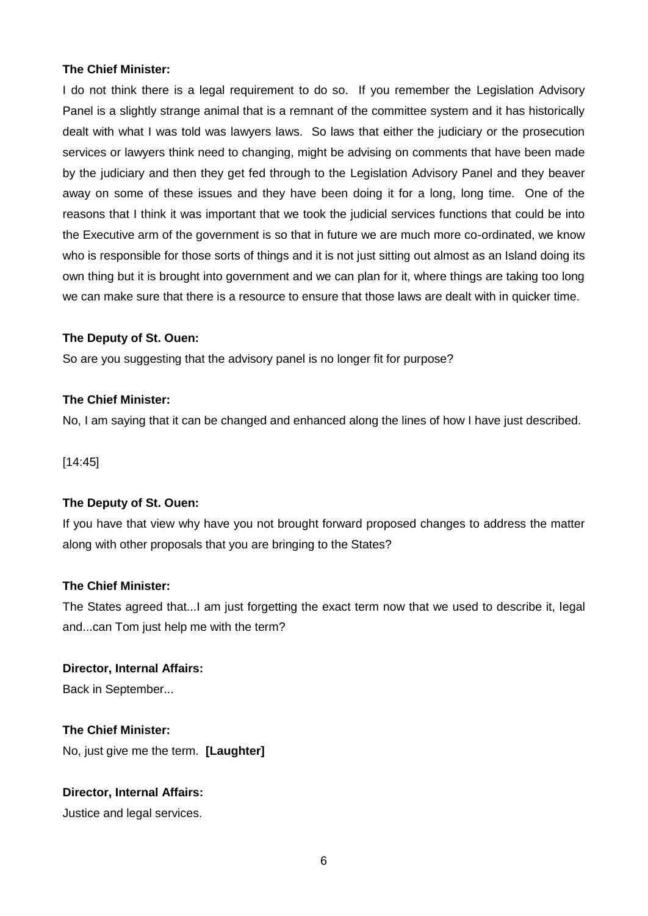**The Chief Minister:**

I do not think there is a legal requirement to do so. If you remember the Legislation Advisory Panel is a slightly strange animal that is a remnant of the committee system and it has historically dealt with what I was told was lawyers laws. So laws that either the judiciary or the prosecution services or lawyers think need to changing, might be advising on comments that have been made by the judiciary and then they get fed through to the Legislation Advisory Panel and they beaver away on some of these issues and they have been doing it for a long, long time. One of the reasons that I think it was important that we took the judicial services functions that could be into the Executive arm of the government is so that in future we are much more co-ordinated, we know who is responsible for those sorts of things and it is not just sitting out almost as an Island doing its own thing but it is brought into government and we can plan for it, where things are taking too long we can make sure that there is a resource to ensure that those laws are dealt with in quicker time.

**The Deputy of St. Ouen:**

So are you suggesting that the advisory panel is no longer fit for purpose?

**The Chief Minister:**

No, I am saying that it can be changed and enhanced along the lines of how I have just described.

[14:45]

**The Deputy of St. Ouen:**

If you have that view why have you not brought forward proposed changes to address the matter along with other proposals that you are bringing to the States?

**The Chief Minister:**

The States agreed that...I am just forgetting the exact term now that we used to describe it, legal and...can Tom just help me with the term?

**Director, Internal Affairs:**

Back in September...

**The Chief Minister:**

No, just give me the term. **[Laughter]**

**Director, Internal Affairs:**

Justice and legal services.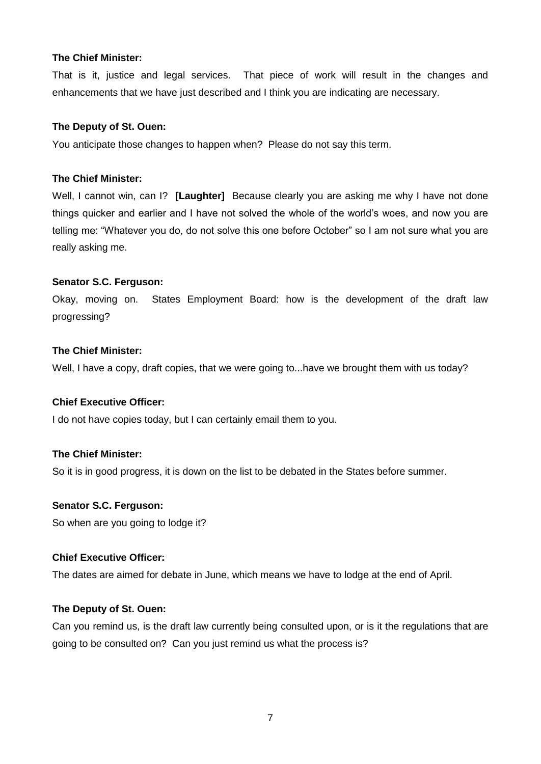**The Chief Minister:**

That is it, justice and legal services. That piece of work will result in the changes and enhancements that we have just described and I think you are indicating are necessary.

**The Deputy of St. Ouen:**

You anticipate those changes to happen when? Please do not say this term.

**The Chief Minister:**

Well, I cannot win, can I? **[Laughter]** Because clearly you are asking me why I have not done things quicker and earlier and I have not solved the whole of the world's woes, and now you are telling me: "Whatever you do, do not solve this one before October" so I am not sure what you are really asking me.

**Senator S.C. Ferguson:**

Okay, moving on. States Employment Board: how is the development of the draft law progressing?

**The Chief Minister:**

Well, I have a copy, draft copies, that we were going to...have we brought them with us today?

**Chief Executive Officer:**

I do not have copies today, but I can certainly email them to you.

**The Chief Minister:**

So it is in good progress, it is down on the list to be debated in the States before summer.

**Senator S.C. Ferguson:**

So when are you going to lodge it?

**Chief Executive Officer:**

The dates are aimed for debate in June, which means we have to lodge at the end of April.

**The Deputy of St. Ouen:**

Can you remind us, is the draft law currently being consulted upon, or is it the regulations that are going to be consulted on? Can you just remind us what the process is?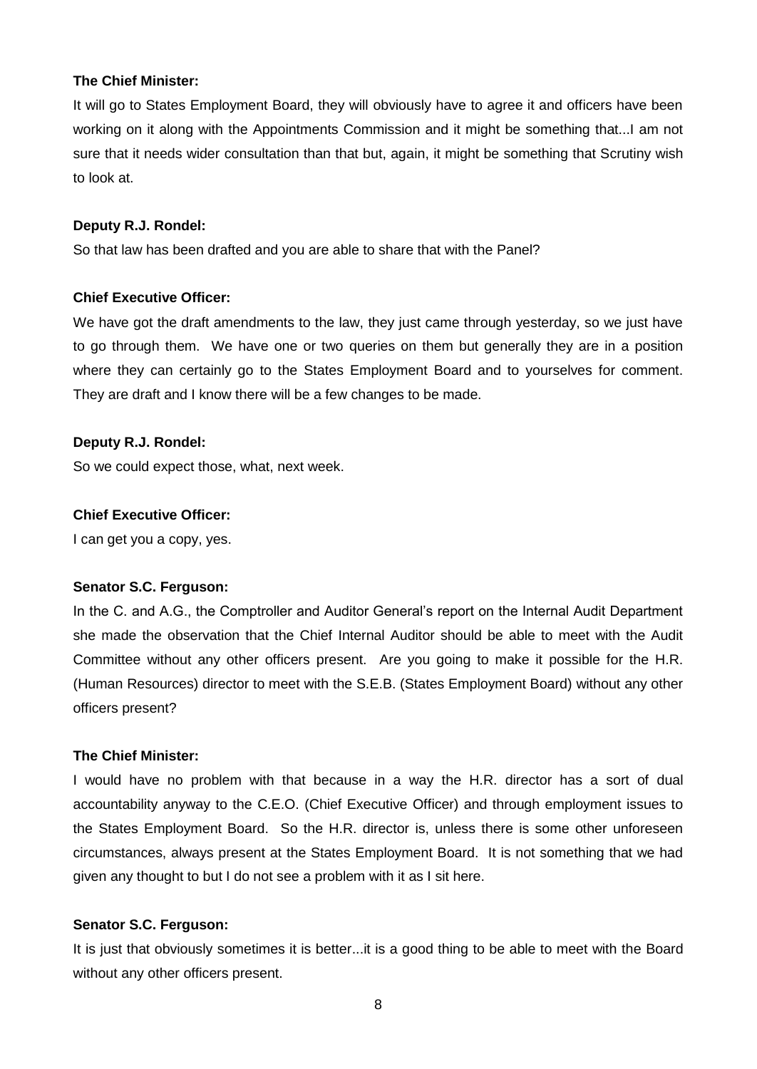**The Chief Minister:**

It will go to States Employment Board, they will obviously have to agree it and officers have been working on it along with the Appointments Commission and it might be something that...I am not sure that it needs wider consultation than that but, again, it might be something that Scrutiny wish to look at.

**Deputy R.J. Rondel:**

So that law has been drafted and you are able to share that with the Panel?

**Chief Executive Officer:**

We have got the draft amendments to the law, they just came through yesterday, so we just have to go through them. We have one or two queries on them but generally they are in a position where they can certainly go to the States Employment Board and to yourselves for comment. They are draft and I know there will be a few changes to be made.

**Deputy R.J. Rondel:**

So we could expect those, what, next week.

**Chief Executive Officer:**

I can get you a copy, yes.

**Senator S.C. Ferguson:**

In the C. and A.G., the Comptroller and Auditor General's report on the Internal Audit Department she made the observation that the Chief Internal Auditor should be able to meet with the Audit Committee without any other officers present. Are you going to make it possible for the H.R. (Human Resources) director to meet with the S.E.B. (States Employment Board) without any other officers present?

**The Chief Minister:**

I would have no problem with that because in a way the H.R. director has a sort of dual accountability anyway to the C.E.O. (Chief Executive Officer) and through employment issues to the States Employment Board. So the H.R. director is, unless there is some other unforeseen circumstances, always present at the States Employment Board. It is not something that we had given any thought to but I do not see a problem with it as I sit here.

**Senator S.C. Ferguson:**

It is just that obviously sometimes it is better...it is a good thing to be able to meet with the Board without any other officers present.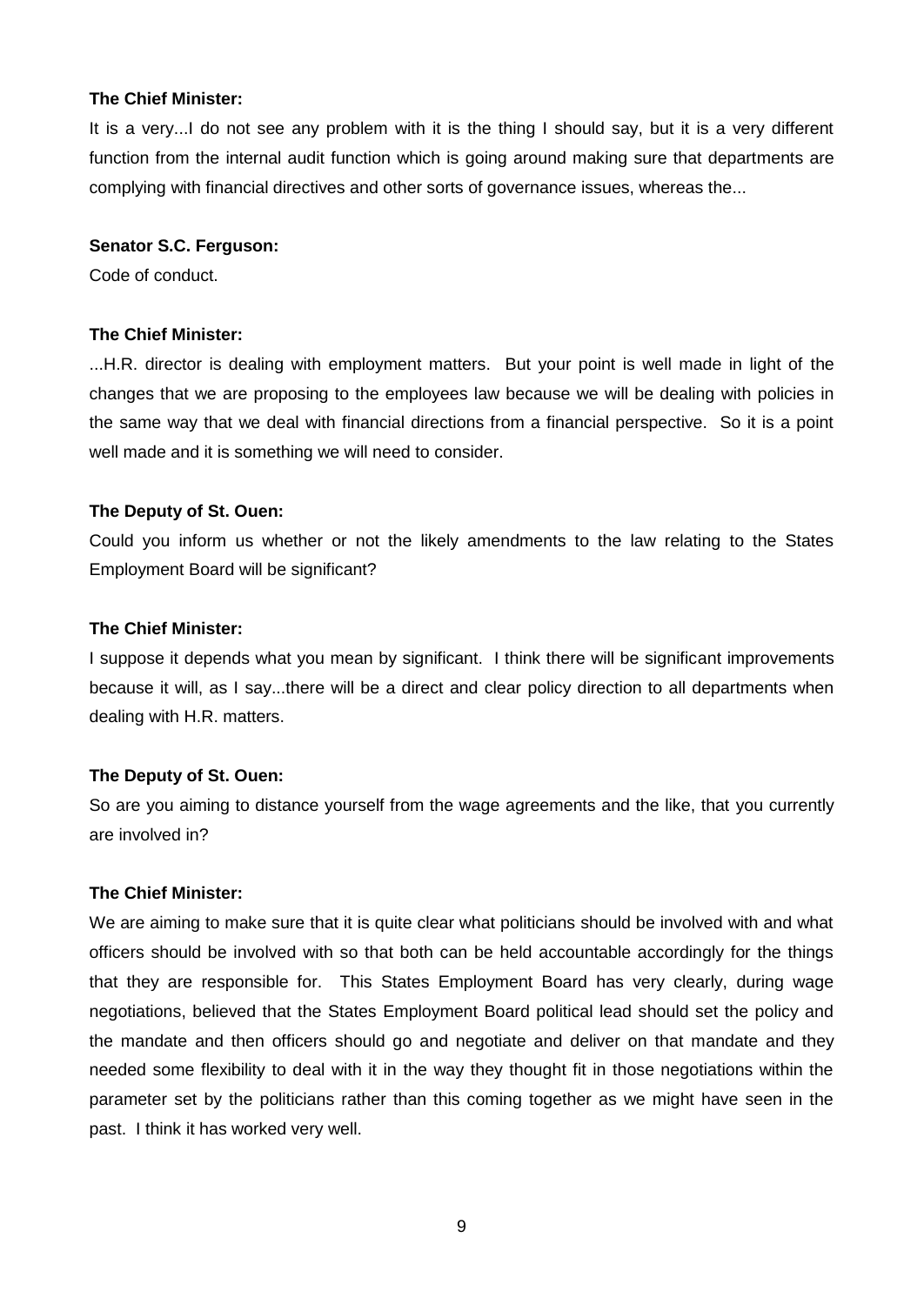**The Chief Minister:**

It is a very...I do not see any problem with it is the thing I should say, but it is a very different function from the internal audit function which is going around making sure that departments are complying with financial directives and other sorts of governance issues, whereas the...

**Senator S.C. Ferguson:**

Code of conduct.

**The Chief Minister:**

...H.R. director is dealing with employment matters. But your point is well made in light of the changes that we are proposing to the employees law because we will be dealing with policies in the same way that we deal with financial directions from a financial perspective. So it is a point well made and it is something we will need to consider.

**The Deputy of St. Ouen:**

Could you inform us whether or not the likely amendments to the law relating to the States Employment Board will be significant?

**The Chief Minister:**

I suppose it depends what you mean by significant. I think there will be significant improvements because it will, as I say...there will be a direct and clear policy direction to all departments when dealing with H.R. matters.

**The Deputy of St. Ouen:**

So are you aiming to distance yourself from the wage agreements and the like, that you currently are involved in?

**The Chief Minister:**

We are aiming to make sure that it is quite clear what politicians should be involved with and what officers should be involved with so that both can be held accountable accordingly for the things that they are responsible for. This States Employment Board has very clearly, during wage negotiations, believed that the States Employment Board political lead should set the policy and the mandate and then officers should go and negotiate and deliver on that mandate and they needed some flexibility to deal with it in the way they thought fit in those negotiations within the parameter set by the politicians rather than this coming together as we might have seen in the past. I think it has worked very well.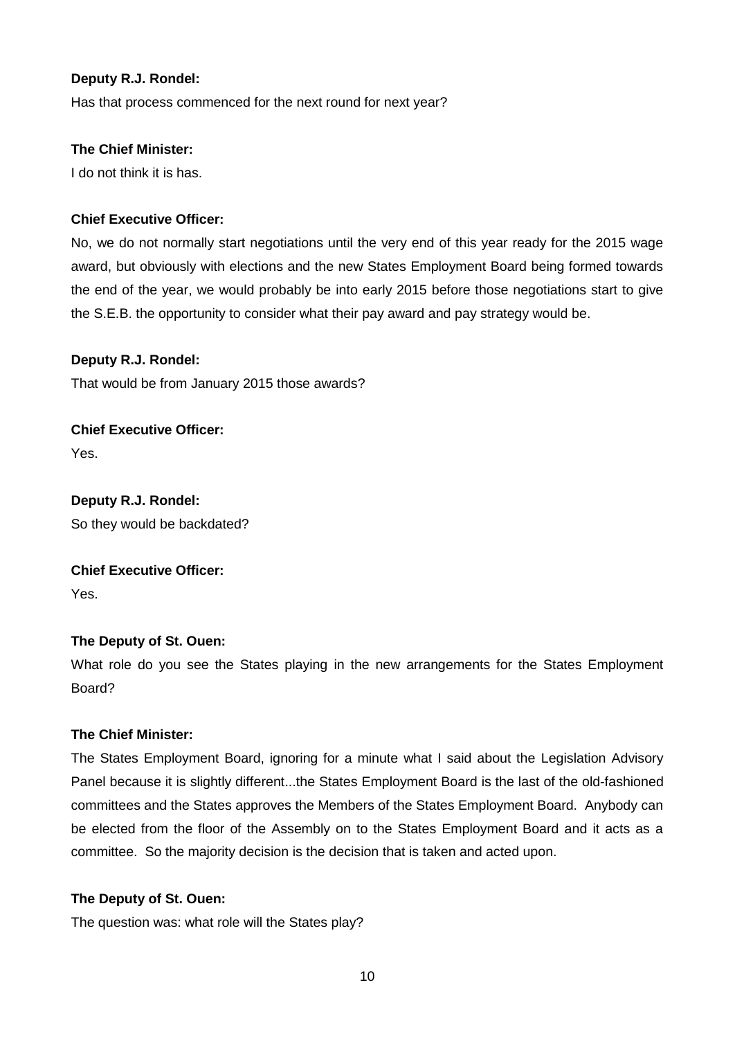**Deputy R.J. Rondel:**

Has that process commenced for the next round for next year?

**The Chief Minister:**

I do not think it is has.

**Chief Executive Officer:**

No, we do not normally start negotiations until the very end of this year ready for the 2015 wage award, but obviously with elections and the new States Employment Board being formed towards the end of the year, we would probably be into early 2015 before those negotiations start to give the S.E.B. the opportunity to consider what their pay award and pay strategy would be.

**Deputy R.J. Rondel:**

That would be from January 2015 those awards?

**Chief Executive Officer:**

Yes.

**Deputy R.J. Rondel:**

So they would be backdated?

**Chief Executive Officer:**

Yes.

**The Deputy of St. Ouen:**

What role do you see the States playing in the new arrangements for the States Employment Board?

**The Chief Minister:**

The States Employment Board, ignoring for a minute what I said about the Legislation Advisory Panel because it is slightly different...the States Employment Board is the last of the old-fashioned committees and the States approves the Members of the States Employment Board. Anybody can be elected from the floor of the Assembly on to the States Employment Board and it acts as a committee. So the majority decision is the decision that is taken and acted upon.

**The Deputy of St. Ouen:**

The question was: what role will the States play?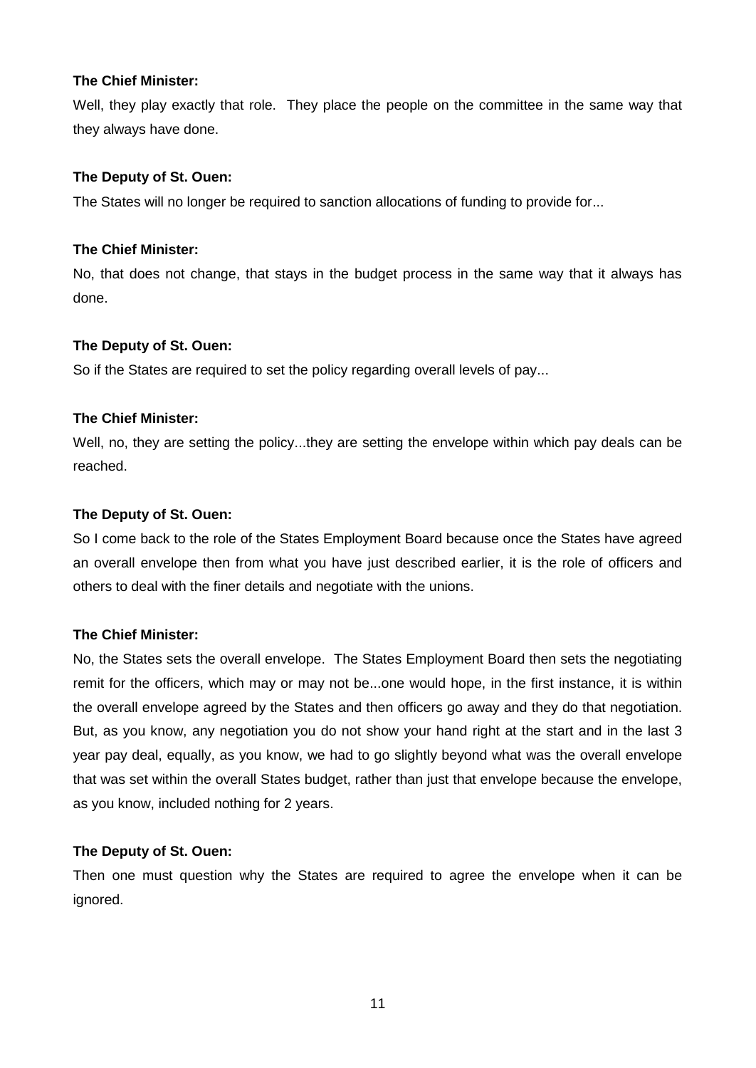**The Chief Minister:**

Well, they play exactly that role. They place the people on the committee in the same way that they always have done.

**The Deputy of St. Ouen:**

The States will no longer be required to sanction allocations of funding to provide for...

**The Chief Minister:**

No, that does not change, that stays in the budget process in the same way that it always has done.

**The Deputy of St. Ouen:**

So if the States are required to set the policy regarding overall levels of pay...

**The Chief Minister:**

Well, no, they are setting the policy...they are setting the envelope within which pay deals can be reached.

**The Deputy of St. Ouen:**

So I come back to the role of the States Employment Board because once the States have agreed an overall envelope then from what you have just described earlier, it is the role of officers and others to deal with the finer details and negotiate with the unions.

**The Chief Minister:**

No, the States sets the overall envelope. The States Employment Board then sets the negotiating remit for the officers, which may or may not be...one would hope, in the first instance, it is within the overall envelope agreed by the States and then officers go away and they do that negotiation. But, as you know, any negotiation you do not show your hand right at the start and in the last 3 year pay deal, equally, as you know, we had to go slightly beyond what was the overall envelope that was set within the overall States budget, rather than just that envelope because the envelope, as you know, included nothing for 2 years.

**The Deputy of St. Ouen:**

Then one must question why the States are required to agree the envelope when it can be ignored.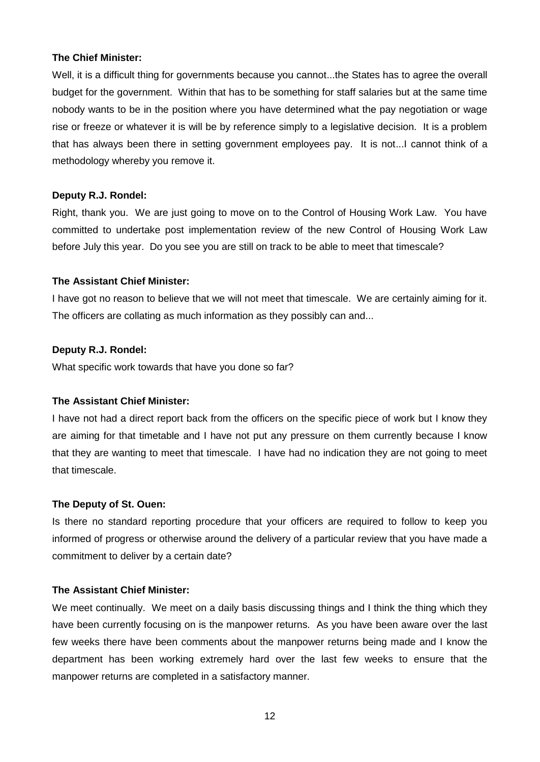**The Chief Minister:**

Well, it is a difficult thing for governments because you cannot...the States has to agree the overall budget for the government. Within that has to be something for staff salaries but at the same time nobody wants to be in the position where you have determined what the pay negotiation or wage rise or freeze or whatever it is will be by reference simply to a legislative decision. It is a problem that has always been there in setting government employees pay. It is not...I cannot think of a methodology whereby you remove it.

**Deputy R.J. Rondel:**

Right, thank you. We are just going to move on to the Control of Housing Work Law. You have committed to undertake post implementation review of the new Control of Housing Work Law before July this year. Do you see you are still on track to be able to meet that timescale?

**The Assistant Chief Minister:**

I have got no reason to believe that we will not meet that timescale. We are certainly aiming for it. The officers are collating as much information as they possibly can and...

**Deputy R.J. Rondel:**

What specific work towards that have you done so far?

**The Assistant Chief Minister:**

I have not had a direct report back from the officers on the specific piece of work but I know they are aiming for that timetable and I have not put any pressure on them currently because I know that they are wanting to meet that timescale. I have had no indication they are not going to meet that timescale.

**The Deputy of St. Ouen:**

Is there no standard reporting procedure that your officers are required to follow to keep you informed of progress or otherwise around the delivery of a particular review that you have made a commitment to deliver by a certain date?

**The Assistant Chief Minister:**

We meet continually. We meet on a daily basis discussing things and I think the thing which they have been currently focusing on is the manpower returns. As you have been aware over the last few weeks there have been comments about the manpower returns being made and I know the department has been working extremely hard over the last few weeks to ensure that the manpower returns are completed in a satisfactory manner.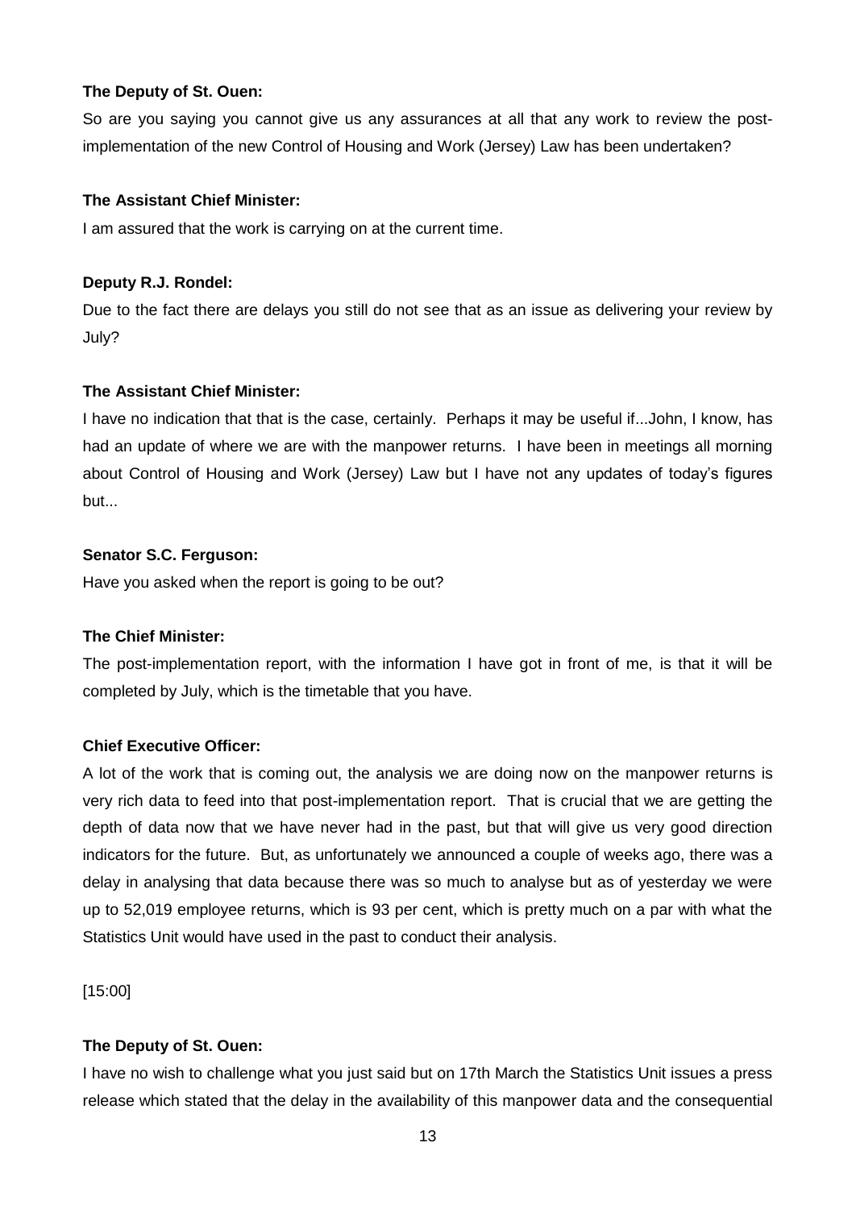**The Deputy of St. Ouen:**

So are you saying you cannot give us any assurances at all that any work to review the post-implementation of the new Control of Housing and Work (Jersey) Law has been undertaken?

**The Assistant Chief Minister:**

I am assured that the work is carrying on at the current time.

**Deputy R.J. Rondel:**

Due to the fact there are delays you still do not see that as an issue as delivering your review by July?

**The Assistant Chief Minister:**

I have no indication that that is the case, certainly. Perhaps it may be useful if...John, I know, has had an update of where we are with the manpower returns. I have been in meetings all morning about Control of Housing and Work (Jersey) Law but I have not any updates of today's figures but...

**Senator S.C. Ferguson:**

Have you asked when the report is going to be out?

**The Chief Minister:**

The post-implementation report, with the information I have got in front of me, is that it will be completed by July, which is the timetable that you have.

**Chief Executive Officer:**

A lot of the work that is coming out, the analysis we are doing now on the manpower returns is very rich data to feed into that post-implementation report. That is crucial that we are getting the depth of data now that we have never had in the past, but that will give us very good direction indicators for the future. But, as unfortunately we announced a couple of weeks ago, there was a delay in analysing that data because there was so much to analyse but as of yesterday we were up to 52,019 employee returns, which is 93 per cent, which is pretty much on a par with what the Statistics Unit would have used in the past to conduct their analysis.

[15:00]

**The Deputy of St. Ouen:**

I have no wish to challenge what you just said but on 17th March the Statistics Unit issues a press release which stated that the delay in the availability of this manpower data and the consequential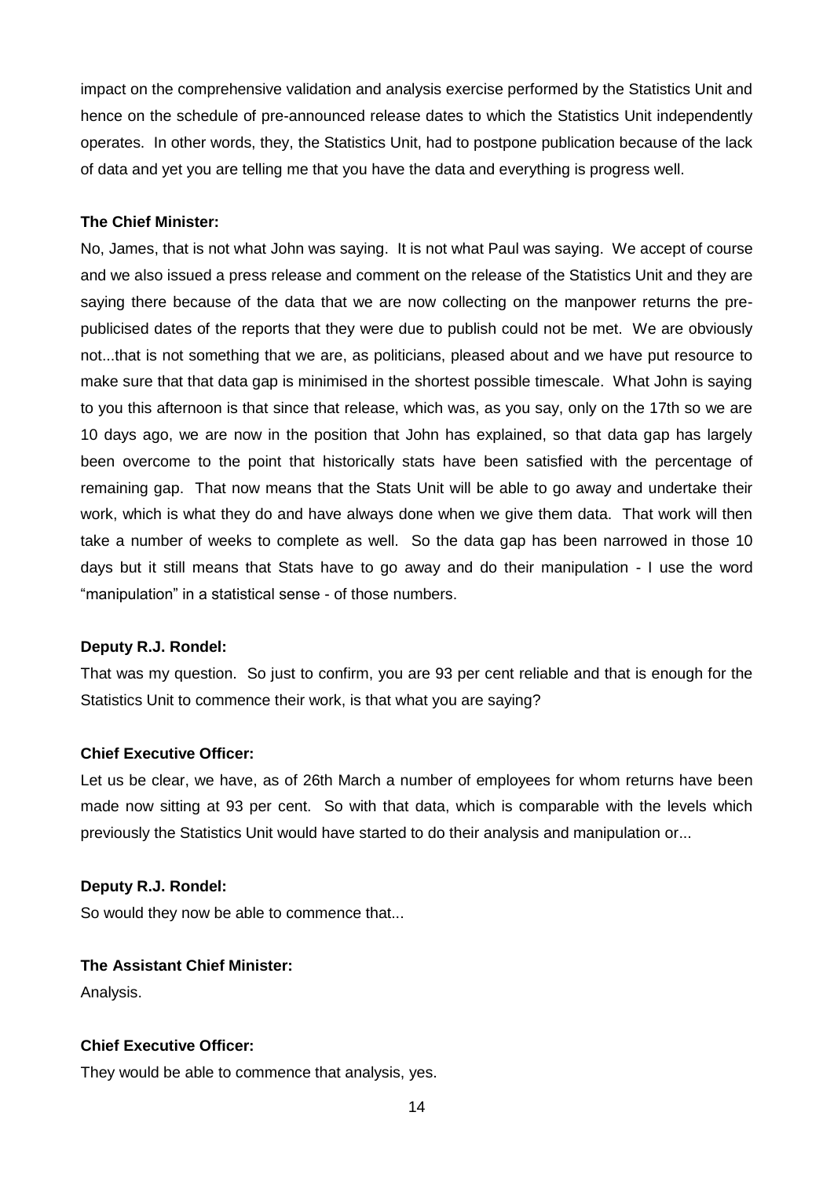impact on the comprehensive validation and analysis exercise performed by the Statistics Unit and hence on the schedule of pre-announced release dates to which the Statistics Unit independently operates. In other words, they, the Statistics Unit, had to postpone publication because of the lack of data and yet you are telling me that you have the data and everything is progress well.

**The Chief Minister:**

No, James, that is not what John was saying. It is not what Paul was saying. We accept of course and we also issued a press release and comment on the release of the Statistics Unit and they are saying there because of the data that we are now collecting on the manpower returns the pre-publicised dates of the reports that they were due to publish could not be met. We are obviously not...that is not something that we are, as politicians, pleased about and we have put resource to make sure that that data gap is minimised in the shortest possible timescale. What John is saying to you this afternoon is that since that release, which was, as you say, only on the 17th so we are 10 days ago, we are now in the position that John has explained, so that data gap has largely been overcome to the point that historically stats have been satisfied with the percentage of remaining gap. That now means that the Stats Unit will be able to go away and undertake their work, which is what they do and have always done when we give them data. That work will then take a number of weeks to complete as well. So the data gap has been narrowed in those 10 days but it still means that Stats have to go away and do their manipulation - I use the word "manipulation" in a statistical sense - of those numbers.

**Deputy R.J. Rondel:**

That was my question. So just to confirm, you are 93 per cent reliable and that is enough for the Statistics Unit to commence their work, is that what you are saying?

**Chief Executive Officer:**

Let us be clear, we have, as of 26th March a number of employees for whom returns have been made now sitting at 93 per cent. So with that data, which is comparable with the levels which previously the Statistics Unit would have started to do their analysis and manipulation or...

**Deputy R.J. Rondel:**

So would they now be able to commence that...

**The Assistant Chief Minister:**

Analysis.

**Chief Executive Officer:**

They would be able to commence that analysis, yes.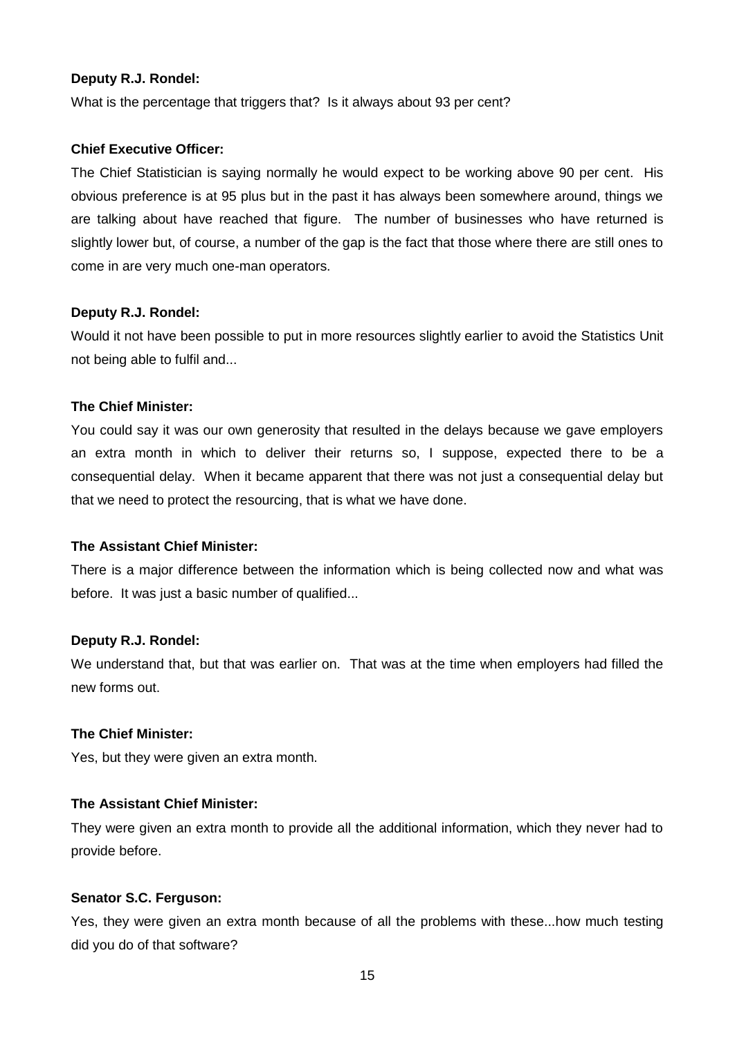**Deputy R.J. Rondel:**

What is the percentage that triggers that? Is it always about 93 per cent?

**Chief Executive Officer:**

The Chief Statistician is saying normally he would expect to be working above 90 per cent. His obvious preference is at 95 plus but in the past it has always been somewhere around, things we are talking about have reached that figure. The number of businesses who have returned is slightly lower but, of course, a number of the gap is the fact that those where there are still ones to come in are very much one-man operators.

**Deputy R.J. Rondel:**

Would it not have been possible to put in more resources slightly earlier to avoid the Statistics Unit not being able to fulfil and...

**The Chief Minister:**

You could say it was our own generosity that resulted in the delays because we gave employers an extra month in which to deliver their returns so, I suppose, expected there to be a consequential delay. When it became apparent that there was not just a consequential delay but that we need to protect the resourcing, that is what we have done.

**The Assistant Chief Minister:**

There is a major difference between the information which is being collected now and what was before. It was just a basic number of qualified...

**Deputy R.J. Rondel:**

We understand that, but that was earlier on. That was at the time when employers had filled the new forms out.

**The Chief Minister:**

Yes, but they were given an extra month.

**The Assistant Chief Minister:**

They were given an extra month to provide all the additional information, which they never had to provide before.

**Senator S.C. Ferguson:**

Yes, they were given an extra month because of all the problems with these...how much testing did you do of that software?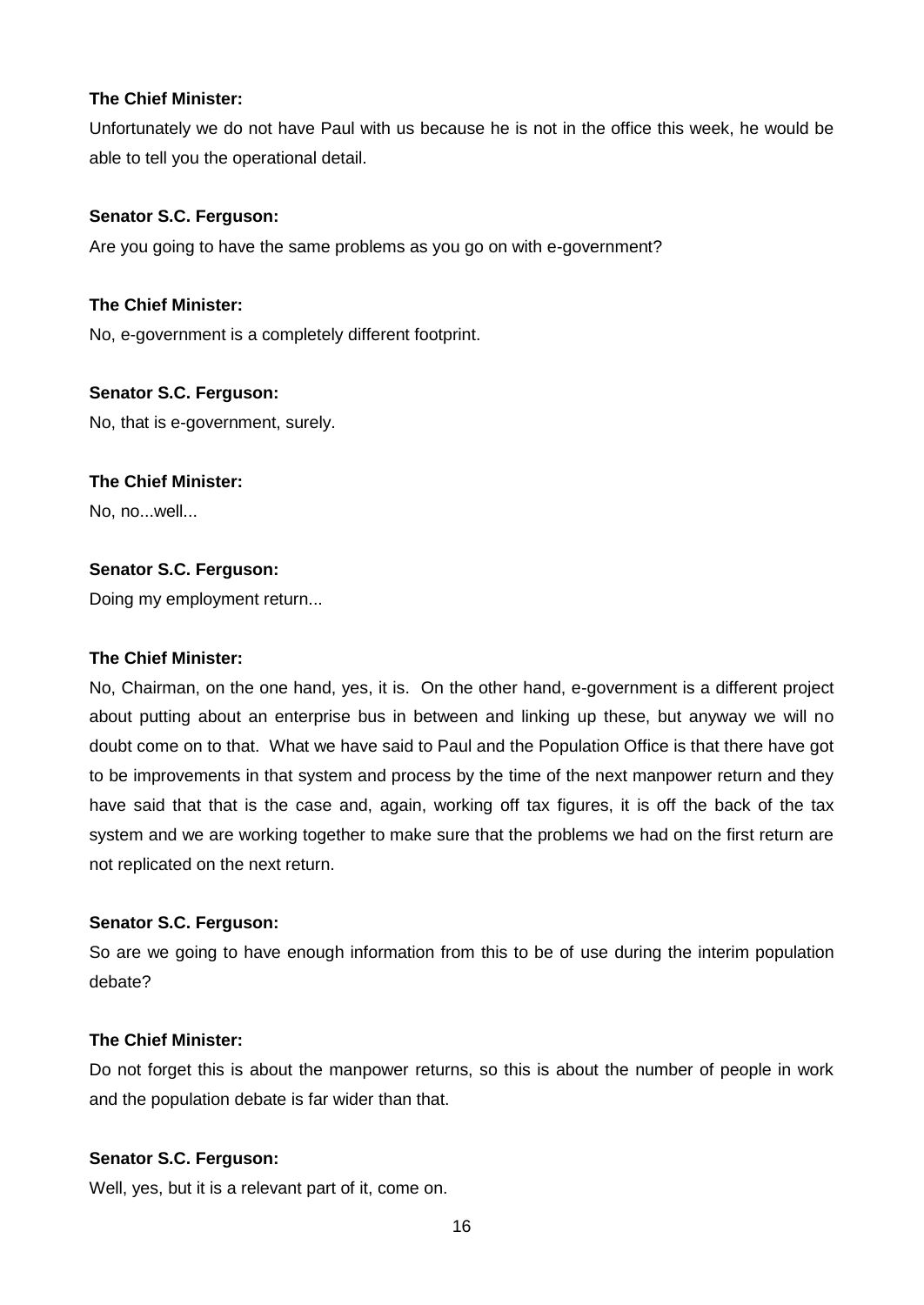**The Chief Minister:**

Unfortunately we do not have Paul with us because he is not in the office this week, he would be able to tell you the operational detail.

**Senator S.C. Ferguson:**

Are you going to have the same problems as you go on with e-government?

**The Chief Minister:**

No, e-government is a completely different footprint.

**Senator S.C. Ferguson:**

No, that is e-government, surely.

**The Chief Minister:**

No, no...well...

**Senator S.C. Ferguson:**

Doing my employment return...

**The Chief Minister:**

No, Chairman, on the one hand, yes, it is. On the other hand, e-government is a different project about putting about an enterprise bus in between and linking up these, but anyway we will no doubt come on to that. What we have said to Paul and the Population Office is that there have got to be improvements in that system and process by the time of the next manpower return and they have said that that is the case and, again, working off tax figures, it is off the back of the tax system and we are working together to make sure that the problems we had on the first return are not replicated on the next return.

**Senator S.C. Ferguson:**

So are we going to have enough information from this to be of use during the interim population debate?

**The Chief Minister:**

Do not forget this is about the manpower returns, so this is about the number of people in work and the population debate is far wider than that.

**Senator S.C. Ferguson:**

Well, yes, but it is a relevant part of it, come on.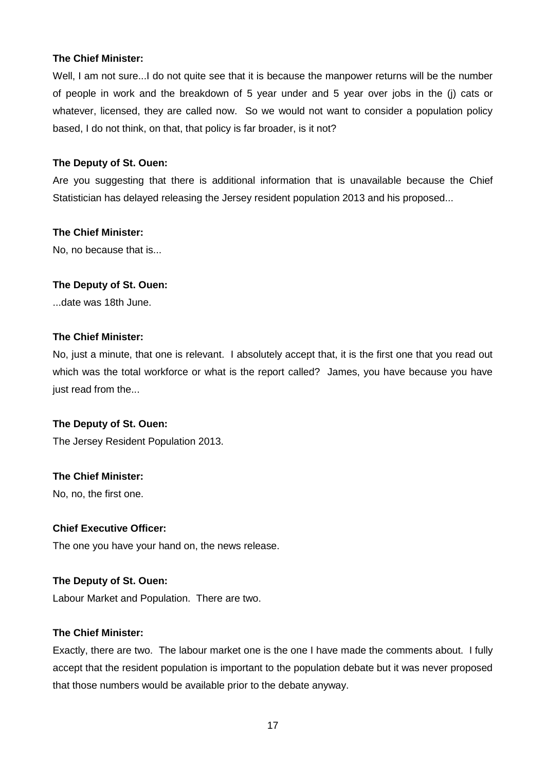**The Chief Minister:**

Well, I am not sure...I do not quite see that it is because the manpower returns will be the number of people in work and the breakdown of 5 year under and 5 year over jobs in the (j) cats or whatever, licensed, they are called now. So we would not want to consider a population policy based, I do not think, on that, that policy is far broader, is it not?

**The Deputy of St. Ouen:**

Are you suggesting that there is additional information that is unavailable because the Chief Statistician has delayed releasing the Jersey resident population 2013 and his proposed...

**The Chief Minister:**

No, no because that is...

**The Deputy of St. Ouen:**

...date was 18th June.

**The Chief Minister:**

No, just a minute, that one is relevant. I absolutely accept that, it is the first one that you read out which was the total workforce or what is the report called? James, you have because you have just read from the...

**The Deputy of St. Ouen:**

The Jersey Resident Population 2013.

**The Chief Minister:**

No, no, the first one.

**Chief Executive Officer:**

The one you have your hand on, the news release.

**The Deputy of St. Ouen:**

Labour Market and Population. There are two.

**The Chief Minister:**

Exactly, there are two. The labour market one is the one I have made the comments about. I fully accept that the resident population is important to the population debate but it was never proposed that those numbers would be available prior to the debate anyway.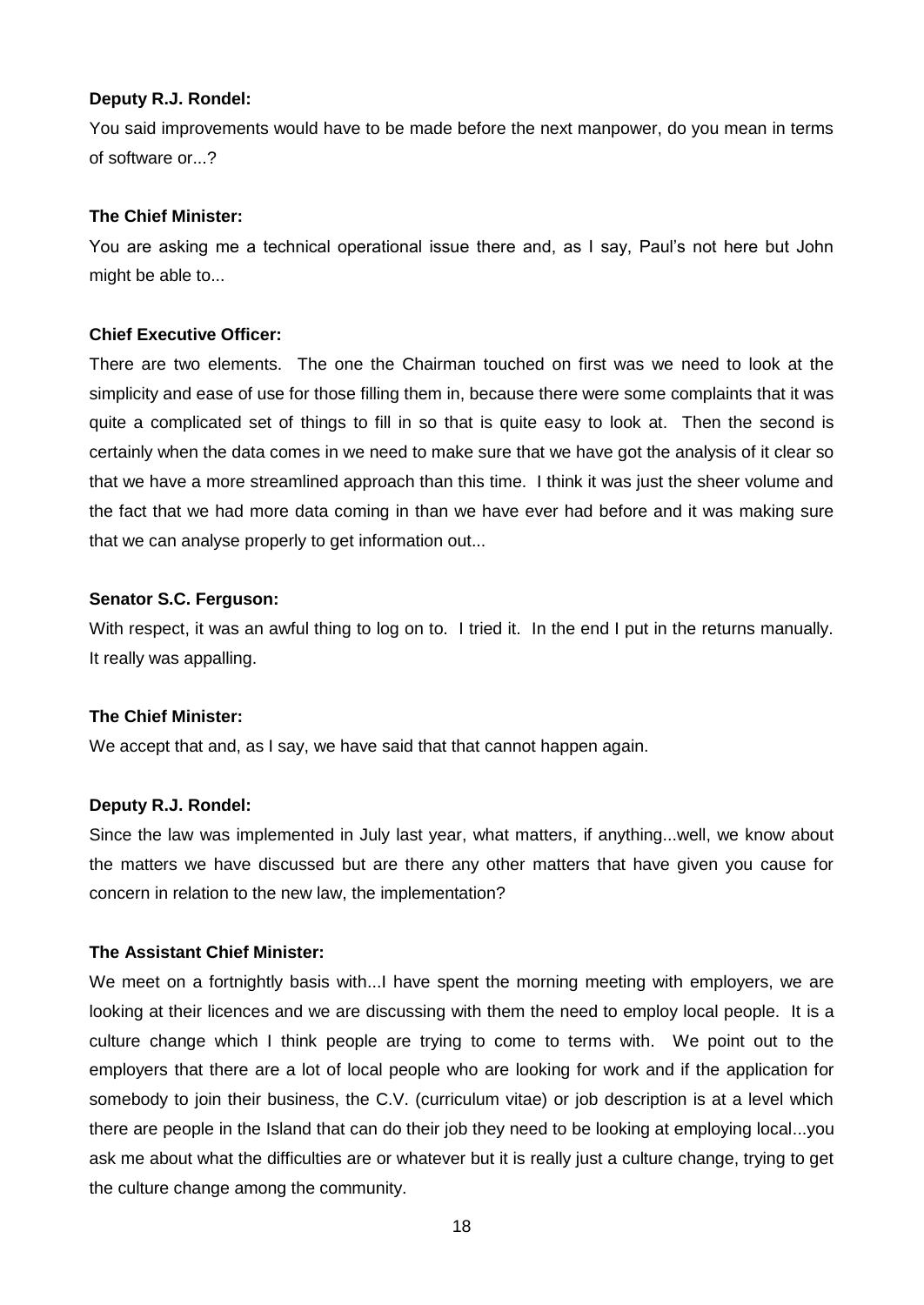**Deputy R.J. Rondel:**

You said improvements would have to be made before the next manpower, do you mean in terms of software or...?

**The Chief Minister:**

You are asking me a technical operational issue there and, as I say, Paul's not here but John might be able to...

**Chief Executive Officer:**

There are two elements. The one the Chairman touched on first was we need to look at the simplicity and ease of use for those filling them in, because there were some complaints that it was quite a complicated set of things to fill in so that is quite easy to look at. Then the second is certainly when the data comes in we need to make sure that we have got the analysis of it clear so that we have a more streamlined approach than this time. I think it was just the sheer volume and the fact that we had more data coming in than we have ever had before and it was making sure that we can analyse properly to get information out...

**Senator S.C. Ferguson:**

With respect, it was an awful thing to log on to. I tried it. In the end I put in the returns manually. It really was appalling.

**The Chief Minister:**

We accept that and, as I say, we have said that that cannot happen again.

**Deputy R.J. Rondel:**

Since the law was implemented in July last year, what matters, if anything...well, we know about the matters we have discussed but are there any other matters that have given you cause for concern in relation to the new law, the implementation?

**The Assistant Chief Minister:**

We meet on a fortnightly basis with...I have spent the morning meeting with employers, we are looking at their licences and we are discussing with them the need to employ local people. It is a culture change which I think people are trying to come to terms with. We point out to the employers that there are a lot of local people who are looking for work and if the application for somebody to join their business, the C.V. (curriculum vitae) or job description is at a level which there are people in the Island that can do their job they need to be looking at employing local...you ask me about what the difficulties are or whatever but it is really just a culture change, trying to get the culture change among the community.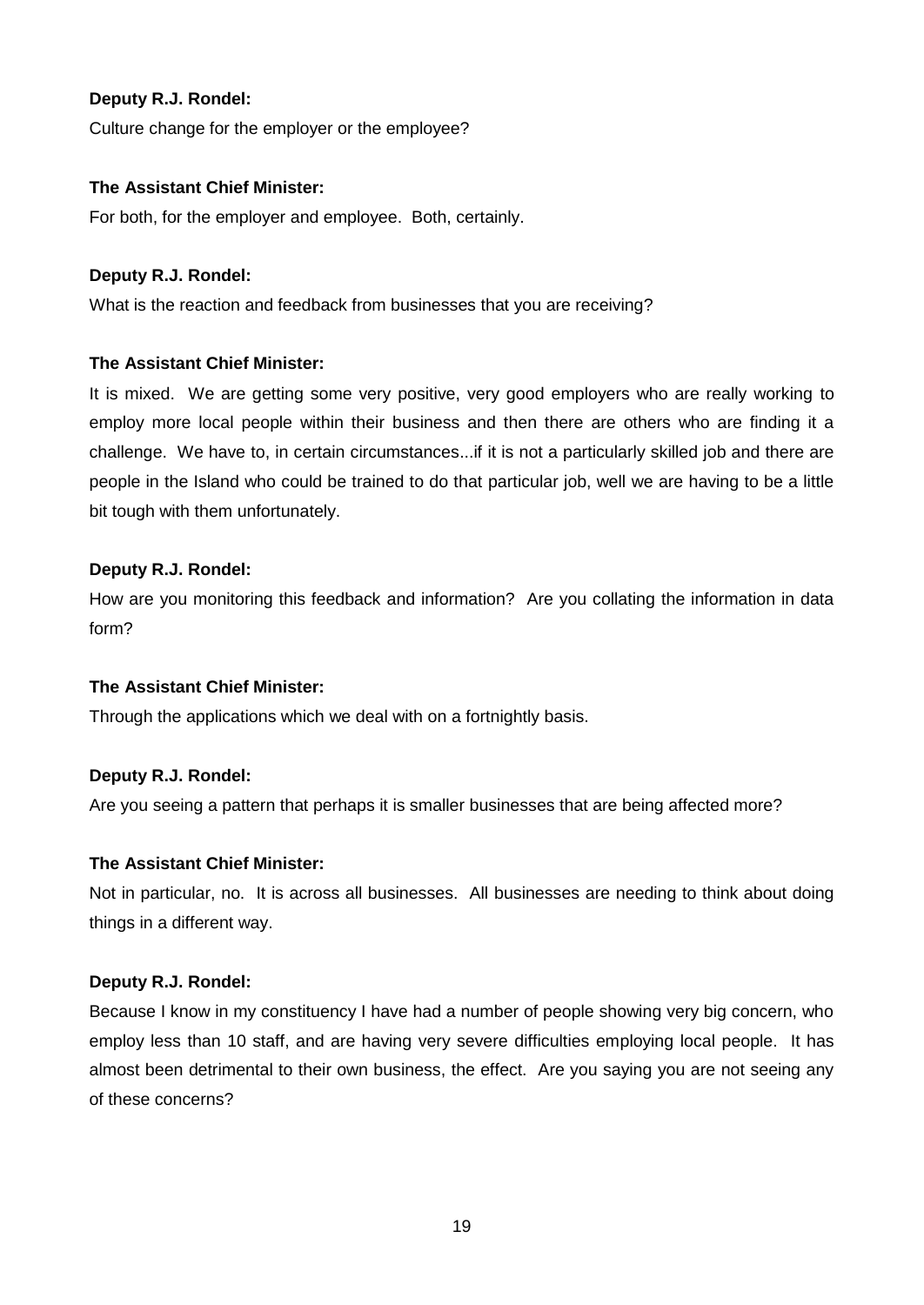**Deputy R.J. Rondel:**

Culture change for the employer or the employee?

**The Assistant Chief Minister:**

For both, for the employer and employee. Both, certainly.

**Deputy R.J. Rondel:**

What is the reaction and feedback from businesses that you are receiving?

**The Assistant Chief Minister:**

It is mixed. We are getting some very positive, very good employers who are really working to employ more local people within their business and then there are others who are finding it a challenge. We have to, in certain circumstances...if it is not a particularly skilled job and there are people in the Island who could be trained to do that particular job, well we are having to be a little bit tough with them unfortunately.

**Deputy R.J. Rondel:**

How are you monitoring this feedback and information? Are you collating the information in data form?

**The Assistant Chief Minister:**

Through the applications which we deal with on a fortnightly basis.

**Deputy R.J. Rondel:**

Are you seeing a pattern that perhaps it is smaller businesses that are being affected more?

**The Assistant Chief Minister:**

Not in particular, no. It is across all businesses. All businesses are needing to think about doing things in a different way.

**Deputy R.J. Rondel:**

Because I know in my constituency I have had a number of people showing very big concern, who employ less than 10 staff, and are having very severe difficulties employing local people. It has almost been detrimental to their own business, the effect. Are you saying you are not seeing any of these concerns?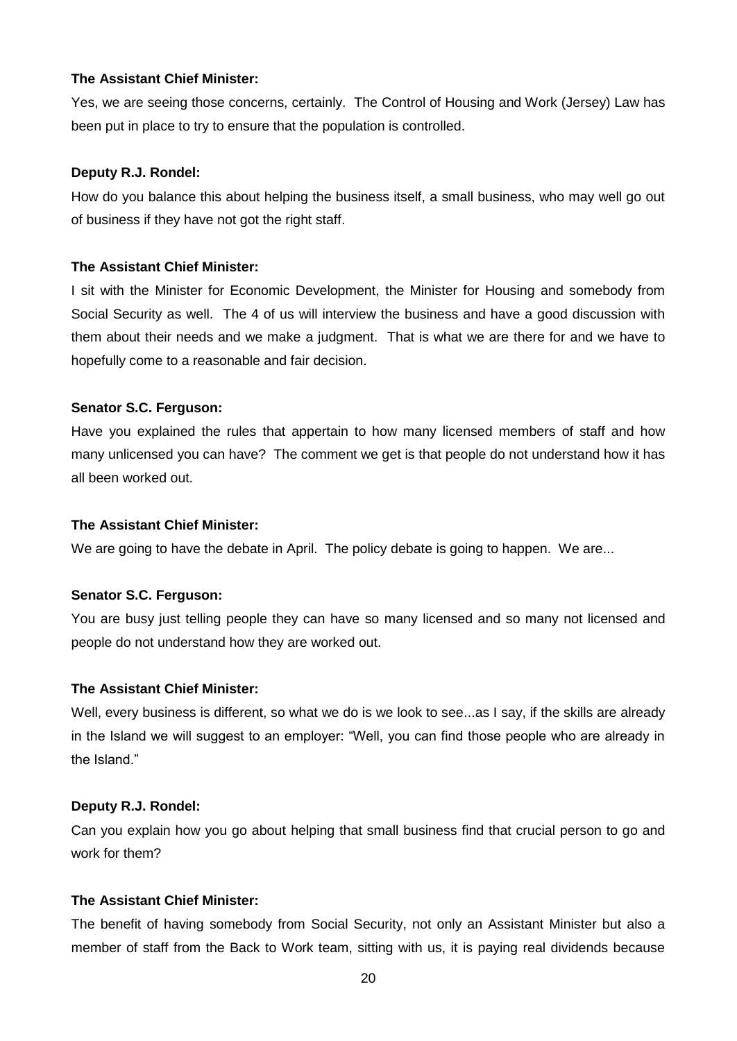**The Assistant Chief Minister:**

Yes, we are seeing those concerns, certainly. The Control of Housing and Work (Jersey) Law has been put in place to try to ensure that the population is controlled.

**Deputy R.J. Rondel:**

How do you balance this about helping the business itself, a small business, who may well go out of business if they have not got the right staff.

**The Assistant Chief Minister:**

I sit with the Minister for Economic Development, the Minister for Housing and somebody from Social Security as well. The 4 of us will interview the business and have a good discussion with them about their needs and we make a judgment. That is what we are there for and we have to hopefully come to a reasonable and fair decision.

**Senator S.C. Ferguson:**

Have you explained the rules that appertain to how many licensed members of staff and how many unlicensed you can have? The comment we get is that people do not understand how it has all been worked out.

**The Assistant Chief Minister:**

We are going to have the debate in April. The policy debate is going to happen. We are...

**Senator S.C. Ferguson:**

You are busy just telling people they can have so many licensed and so many not licensed and people do not understand how they are worked out.

**The Assistant Chief Minister:**

Well, every business is different, so what we do is we look to see...as I say, if the skills are already in the Island we will suggest to an employer: "Well, you can find those people who are already in the Island."

**Deputy R.J. Rondel:**

Can you explain how you go about helping that small business find that crucial person to go and work for them?

**The Assistant Chief Minister:**

The benefit of having somebody from Social Security, not only an Assistant Minister but also a member of staff from the Back to Work team, sitting with us, it is paying real dividends because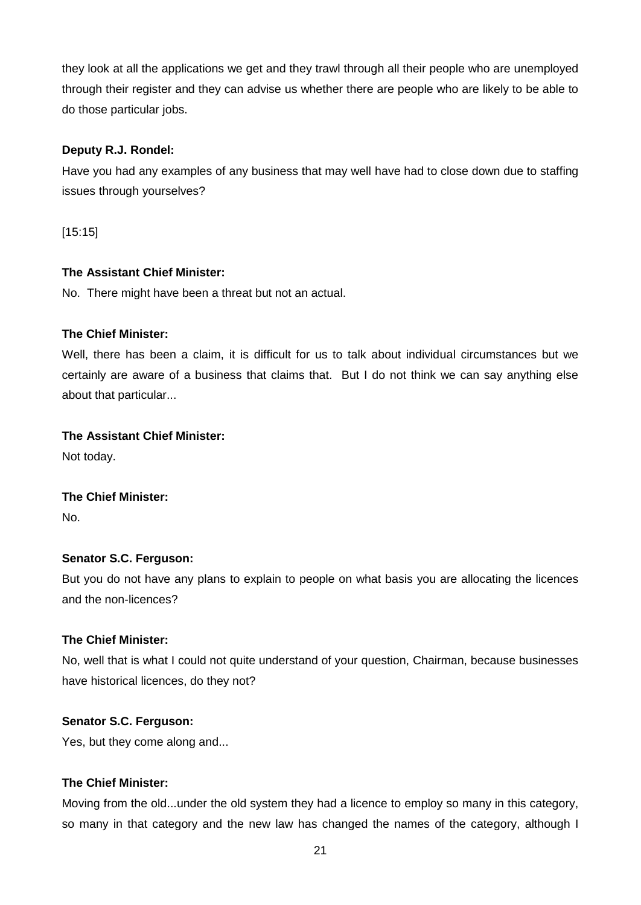they look at all the applications we get and they trawl through all their people who are unemployed through their register and they can advise us whether there are people who are likely to be able to do those particular jobs.

**Deputy R.J. Rondel:**

Have you had any examples of any business that may well have had to close down due to staffing issues through yourselves?

[15:15]

**The Assistant Chief Minister:**

No. There might have been a threat but not an actual.

**The Chief Minister:**

Well, there has been a claim, it is difficult for us to talk about individual circumstances but we certainly are aware of a business that claims that. But I do not think we can say anything else about that particular...

**The Assistant Chief Minister:**

Not today.

**The Chief Minister:**

No.

**Senator S.C. Ferguson:**

But you do not have any plans to explain to people on what basis you are allocating the licences and the non-licences?

**The Chief Minister:**

No, well that is what I could not quite understand of your question, Chairman, because businesses have historical licences, do they not?

**Senator S.C. Ferguson:**

Yes, but they come along and...

**The Chief Minister:**

Moving from the old...under the old system they had a licence to employ so many in this category, so many in that category and the new law has changed the names of the category, although I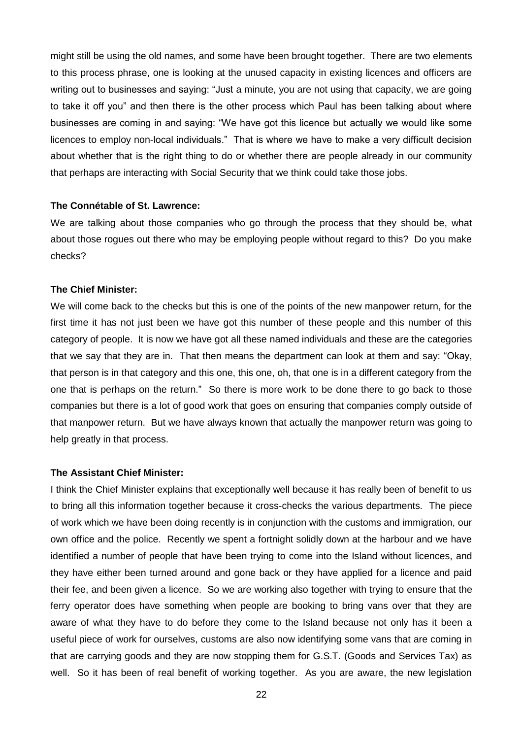might still be using the old names, and some have been brought together. There are two elements to this process phrase, one is looking at the unused capacity in existing licences and officers are writing out to businesses and saying: "Just a minute, you are not using that capacity, we are going to take it off you" and then there is the other process which Paul has been talking about where businesses are coming in and saying: "We have got this licence but actually we would like some licences to employ non-local individuals." That is where we have to make a very difficult decision about whether that is the right thing to do or whether there are people already in our community that perhaps are interacting with Social Security that we think could take those jobs.

**The Connétable of St. Lawrence:**

We are talking about those companies who go through the process that they should be, what about those rogues out there who may be employing people without regard to this? Do you make checks?

**The Chief Minister:**

We will come back to the checks but this is one of the points of the new manpower return, for the first time it has not just been we have got this number of these people and this number of this category of people. It is now we have got all these named individuals and these are the categories that we say that they are in. That then means the department can look at them and say: "Okay, that person is in that category and this one, this one, oh, that one is in a different category from the one that is perhaps on the return." So there is more work to be done there to go back to those companies but there is a lot of good work that goes on ensuring that companies comply outside of that manpower return. But we have always known that actually the manpower return was going to help greatly in that process.

**The Assistant Chief Minister:**

I think the Chief Minister explains that exceptionally well because it has really been of benefit to us to bring all this information together because it cross-checks the various departments. The piece of work which we have been doing recently is in conjunction with the customs and immigration, our own office and the police. Recently we spent a fortnight solidly down at the harbour and we have identified a number of people that have been trying to come into the Island without licences, and they have either been turned around and gone back or they have applied for a licence and paid their fee, and been given a licence. So we are working also together with trying to ensure that the ferry operator does have something when people are booking to bring vans over that they are aware of what they have to do before they come to the Island because not only has it been a useful piece of work for ourselves, customs are also now identifying some vans that are coming in that are carrying goods and they are now stopping them for G.S.T. (Goods and Services Tax) as well. So it has been of real benefit of working together. As you are aware, the new legislation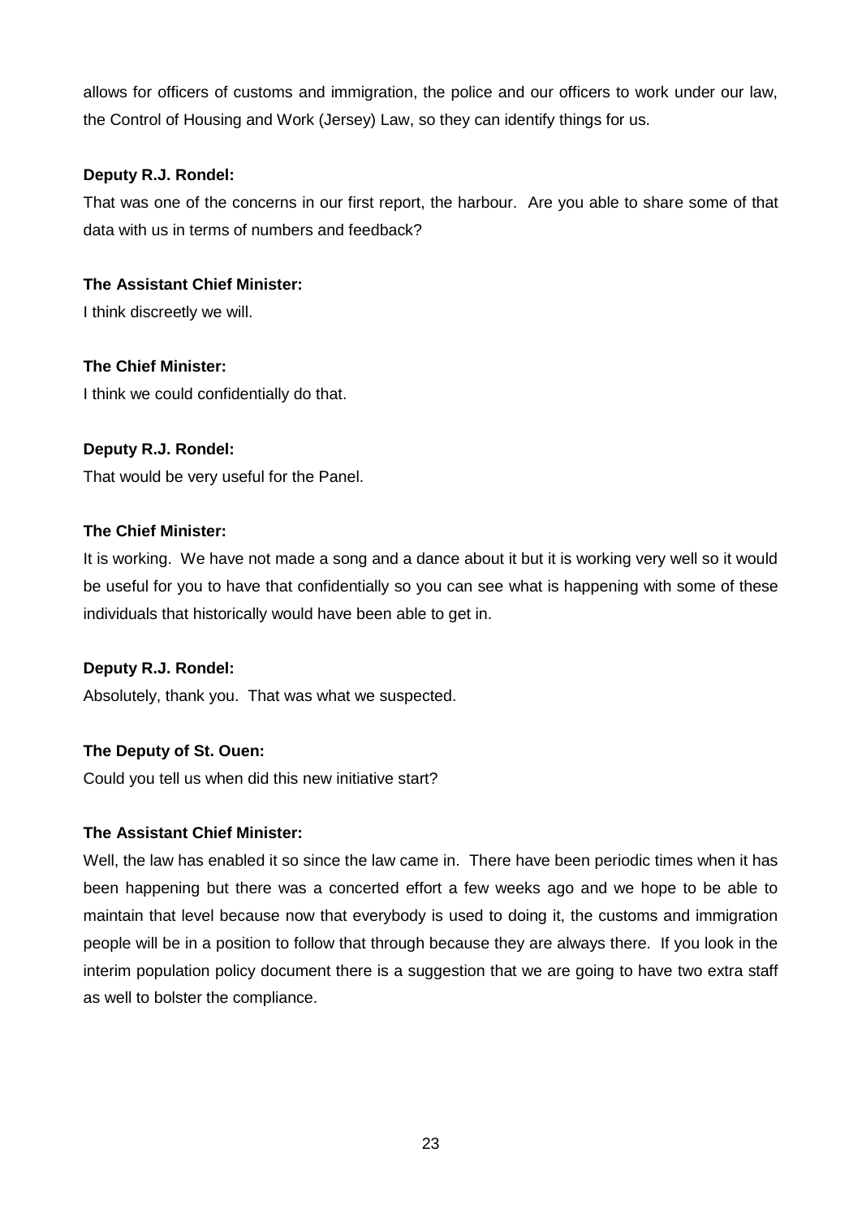allows for officers of customs and immigration, the police and our officers to work under our law, the Control of Housing and Work (Jersey) Law, so they can identify things for us.

**Deputy R.J. Rondel:**

That was one of the concerns in our first report, the harbour. Are you able to share some of that data with us in terms of numbers and feedback?

**The Assistant Chief Minister:**

I think discreetly we will.

**The Chief Minister:**

I think we could confidentially do that.

**Deputy R.J. Rondel:**

That would be very useful for the Panel.

**The Chief Minister:**

It is working. We have not made a song and a dance about it but it is working very well so it would be useful for you to have that confidentially so you can see what is happening with some of these individuals that historically would have been able to get in.

**Deputy R.J. Rondel:**

Absolutely, thank you. That was what we suspected.

**The Deputy of St. Ouen:**

Could you tell us when did this new initiative start?

**The Assistant Chief Minister:**

Well, the law has enabled it so since the law came in. There have been periodic times when it has been happening but there was a concerted effort a few weeks ago and we hope to be able to maintain that level because now that everybody is used to doing it, the customs and immigration people will be in a position to follow that through because they are always there. If you look in the interim population policy document there is a suggestion that we are going to have two extra staff as well to bolster the compliance.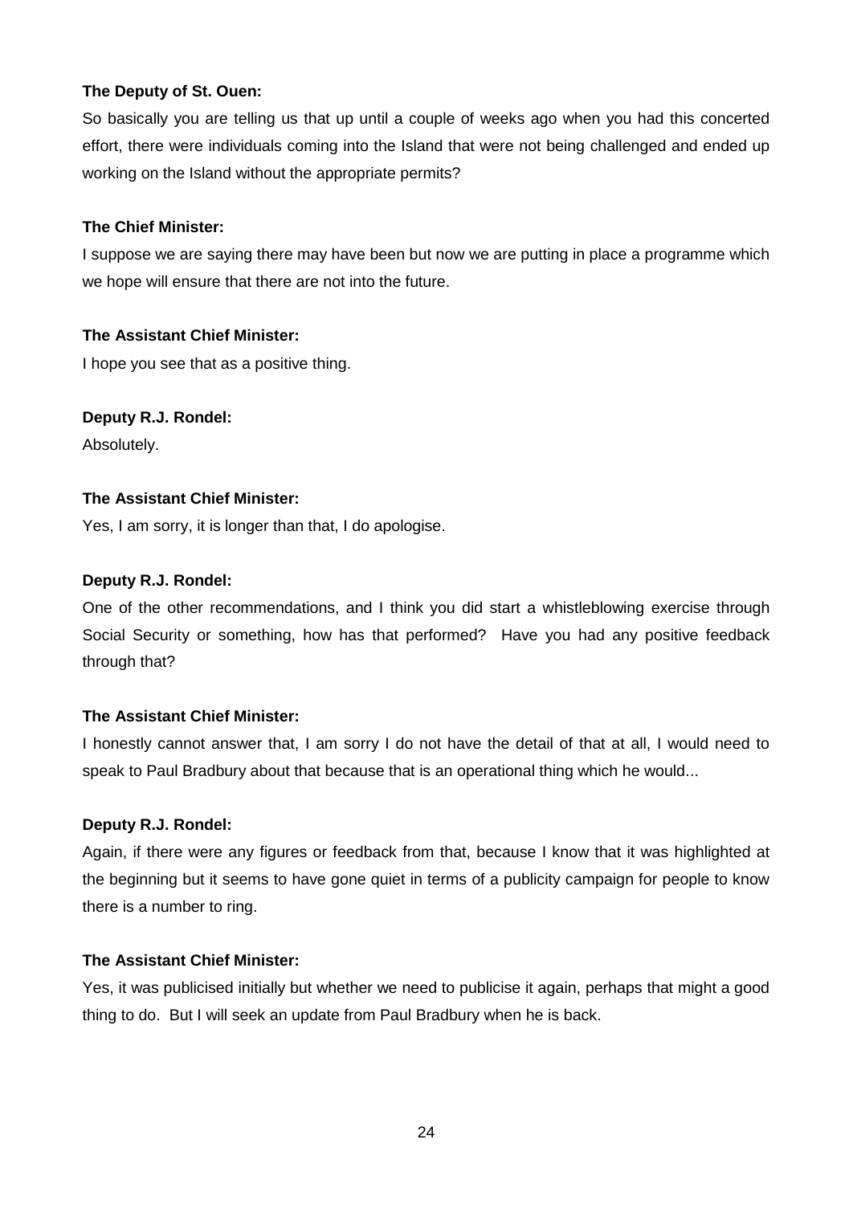**The Deputy of St. Ouen:**

So basically you are telling us that up until a couple of weeks ago when you had this concerted effort, there were individuals coming into the Island that were not being challenged and ended up working on the Island without the appropriate permits?

**The Chief Minister:**

I suppose we are saying there may have been but now we are putting in place a programme which we hope will ensure that there are not into the future.

**The Assistant Chief Minister:**

I hope you see that as a positive thing.

**Deputy R.J. Rondel:**

Absolutely.

**The Assistant Chief Minister:**

Yes, I am sorry, it is longer than that, I do apologise.

**Deputy R.J. Rondel:**

One of the other recommendations, and I think you did start a whistleblowing exercise through Social Security or something, how has that performed? Have you had any positive feedback through that?

**The Assistant Chief Minister:**

I honestly cannot answer that, I am sorry I do not have the detail of that at all, I would need to speak to Paul Bradbury about that because that is an operational thing which he would...

**Deputy R.J. Rondel:**

Again, if there were any figures or feedback from that, because I know that it was highlighted at the beginning but it seems to have gone quiet in terms of a publicity campaign for people to know there is a number to ring.

**The Assistant Chief Minister:**

Yes, it was publicised initially but whether we need to publicise it again, perhaps that might a good thing to do. But I will seek an update from Paul Bradbury when he is back.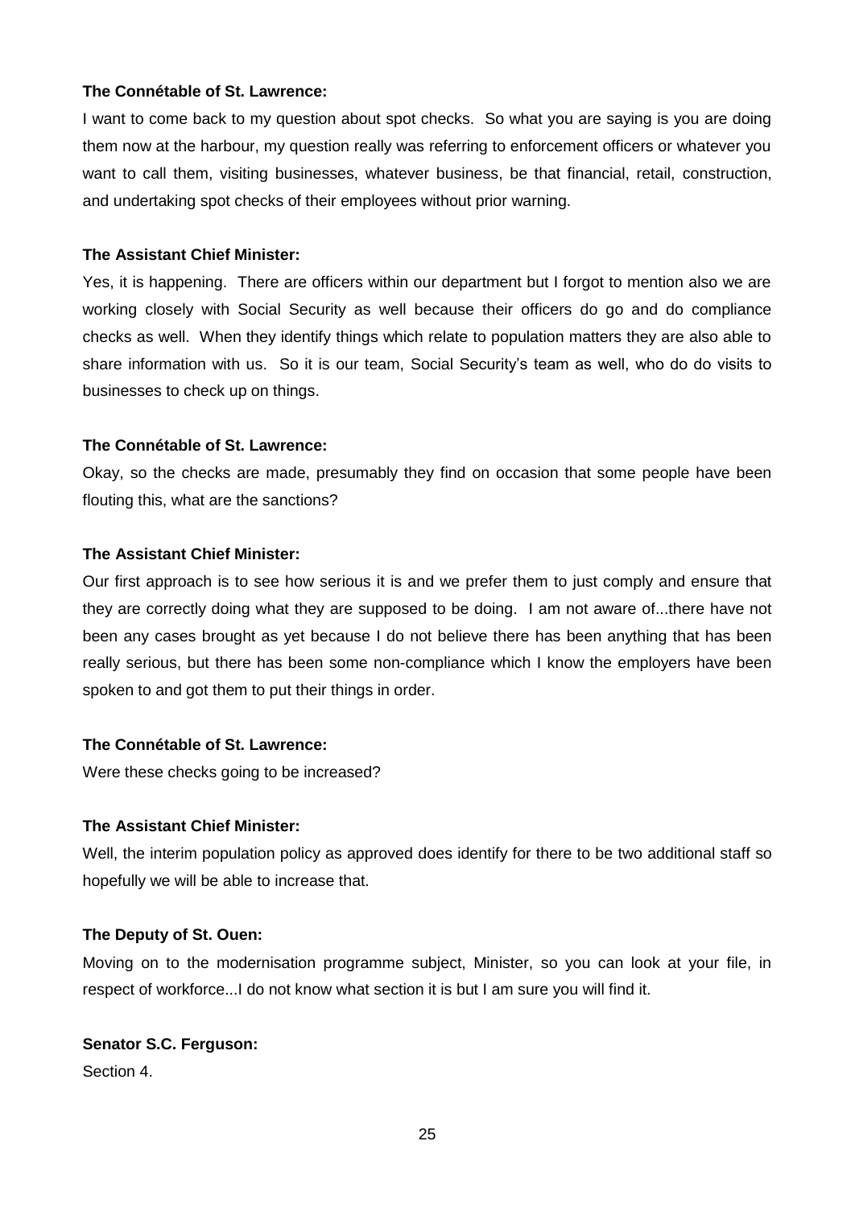**The Connétable of St. Lawrence:**

I want to come back to my question about spot checks. So what you are saying is you are doing them now at the harbour, my question really was referring to enforcement officers or whatever you want to call them, visiting businesses, whatever business, be that financial, retail, construction, and undertaking spot checks of their employees without prior warning.

**The Assistant Chief Minister:**

Yes, it is happening. There are officers within our department but I forgot to mention also we are working closely with Social Security as well because their officers do go and do compliance checks as well. When they identify things which relate to population matters they are also able to share information with us. So it is our team, Social Security's team as well, who do do visits to businesses to check up on things.

**The Connétable of St. Lawrence:**

Okay, so the checks are made, presumably they find on occasion that some people have been flouting this, what are the sanctions?

**The Assistant Chief Minister:**

Our first approach is to see how serious it is and we prefer them to just comply and ensure that they are correctly doing what they are supposed to be doing. I am not aware of...there have not been any cases brought as yet because I do not believe there has been anything that has been really serious, but there has been some non-compliance which I know the employers have been spoken to and got them to put their things in order.

**The Connétable of St. Lawrence:**

Were these checks going to be increased?

**The Assistant Chief Minister:**

Well, the interim population policy as approved does identify for there to be two additional staff so hopefully we will be able to increase that.

**The Deputy of St. Ouen:**

Moving on to the modernisation programme subject, Minister, so you can look at your file, in respect of workforce...I do not know what section it is but I am sure you will find it.

**Senator S.C. Ferguson:**

Section 4.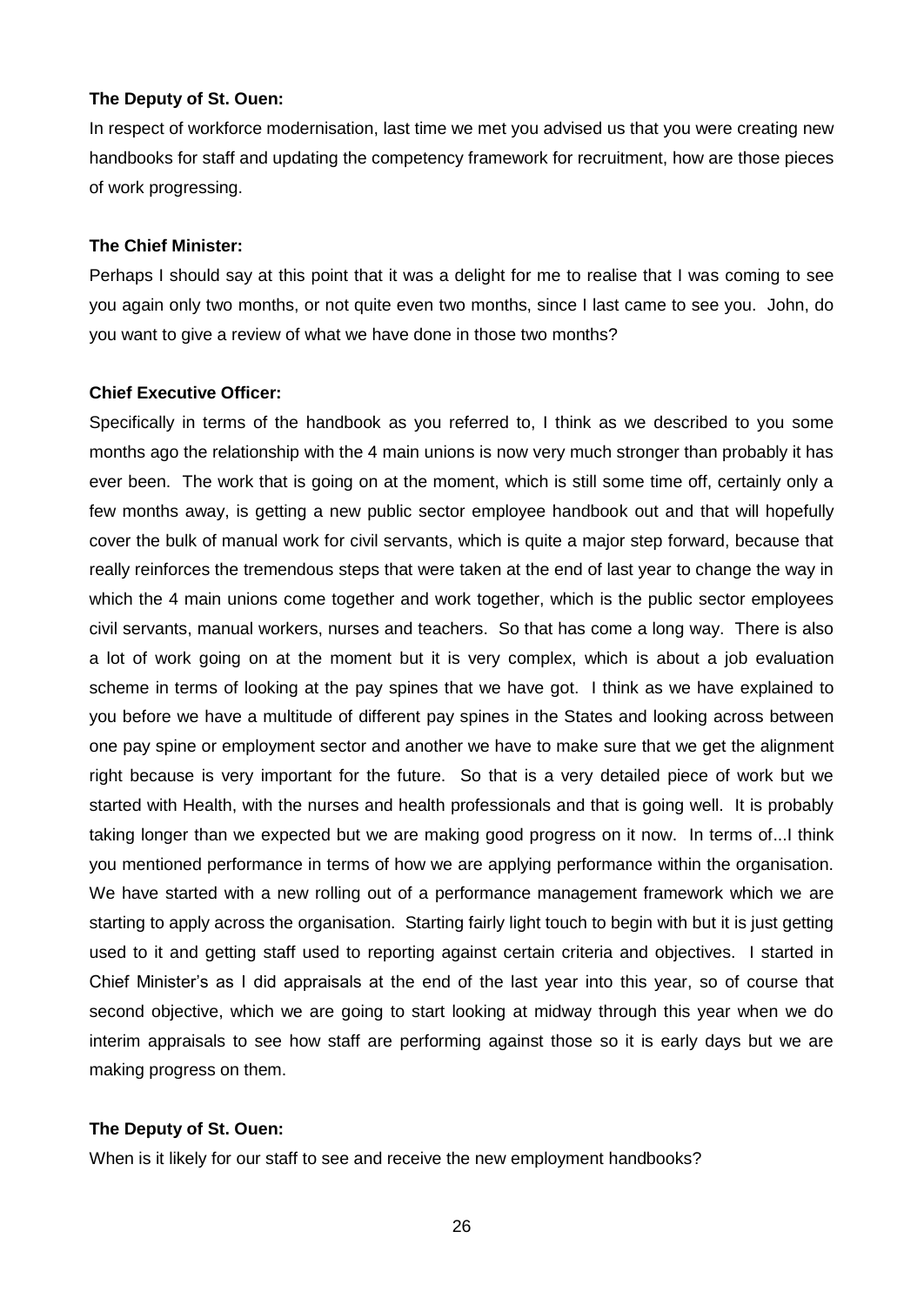**The Deputy of St. Ouen:**

In respect of workforce modernisation, last time we met you advised us that you were creating new handbooks for staff and updating the competency framework for recruitment, how are those pieces of work progressing.

**The Chief Minister:**

Perhaps I should say at this point that it was a delight for me to realise that I was coming to see you again only two months, or not quite even two months, since I last came to see you. John, do you want to give a review of what we have done in those two months?

**Chief Executive Officer:**

Specifically in terms of the handbook as you referred to, I think as we described to you some months ago the relationship with the 4 main unions is now very much stronger than probably it has ever been. The work that is going on at the moment, which is still some time off, certainly only a few months away, is getting a new public sector employee handbook out and that will hopefully cover the bulk of manual work for civil servants, which is quite a major step forward, because that really reinforces the tremendous steps that were taken at the end of last year to change the way in which the 4 main unions come together and work together, which is the public sector employees civil servants, manual workers, nurses and teachers. So that has come a long way. There is also a lot of work going on at the moment but it is very complex, which is about a job evaluation scheme in terms of looking at the pay spines that we have got. I think as we have explained to you before we have a multitude of different pay spines in the States and looking across between one pay spine or employment sector and another we have to make sure that we get the alignment right because is very important for the future. So that is a very detailed piece of work but we started with Health, with the nurses and health professionals and that is going well. It is probably taking longer than we expected but we are making good progress on it now. In terms of...I think you mentioned performance in terms of how we are applying performance within the organisation. We have started with a new rolling out of a performance management framework which we are starting to apply across the organisation. Starting fairly light touch to begin with but it is just getting used to it and getting staff used to reporting against certain criteria and objectives. I started in Chief Minister's as I did appraisals at the end of the last year into this year, so of course that second objective, which we are going to start looking at midway through this year when we do interim appraisals to see how staff are performing against those so it is early days but we are making progress on them.

**The Deputy of St. Ouen:**

When is it likely for our staff to see and receive the new employment handbooks?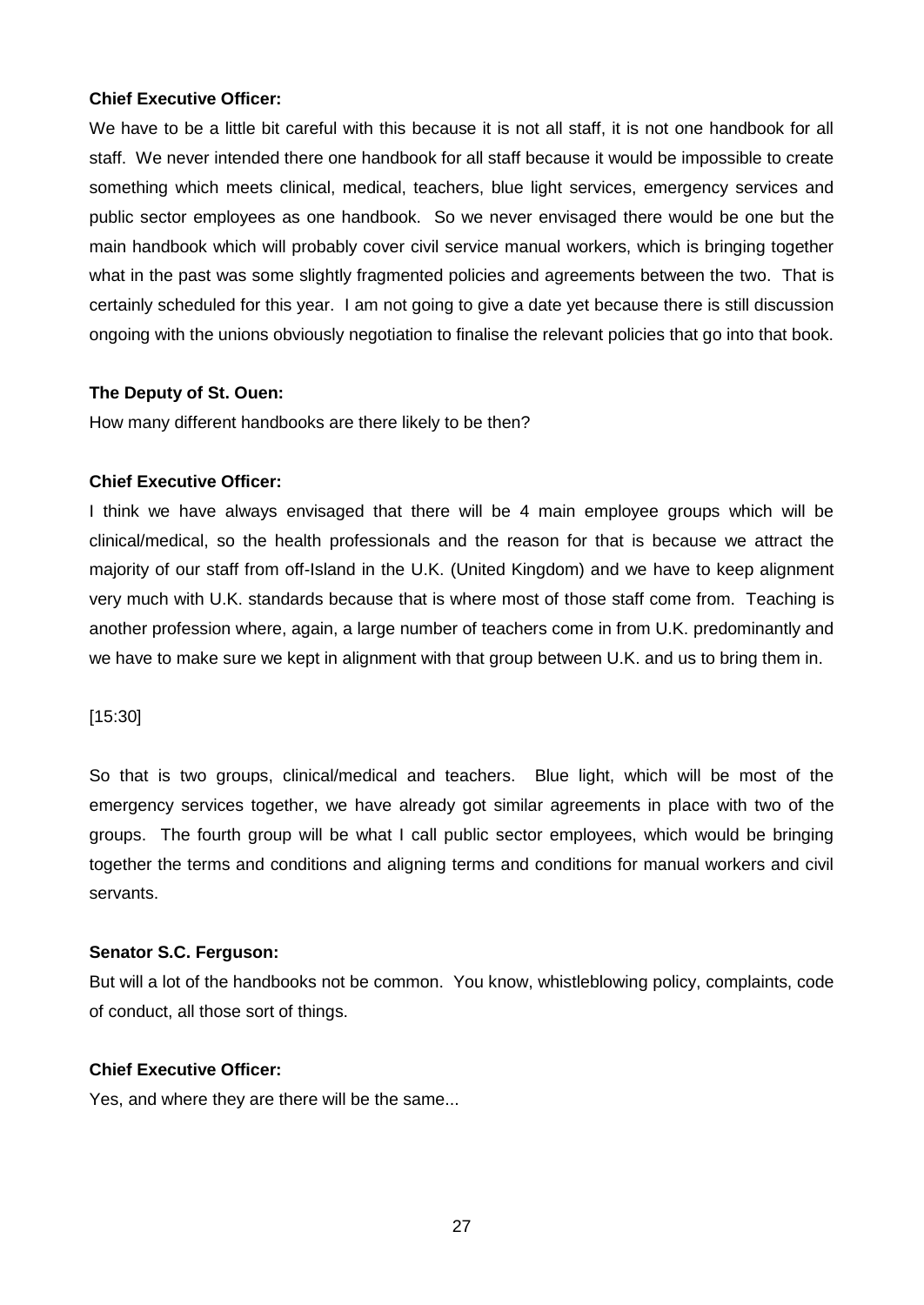**Chief Executive Officer:**

We have to be a little bit careful with this because it is not all staff, it is not one handbook for all staff. We never intended there one handbook for all staff because it would be impossible to create something which meets clinical, medical, teachers, blue light services, emergency services and public sector employees as one handbook. So we never envisaged there would be one but the main handbook which will probably cover civil service manual workers, which is bringing together what in the past was some slightly fragmented policies and agreements between the two. That is certainly scheduled for this year. I am not going to give a date yet because there is still discussion ongoing with the unions obviously negotiation to finalise the relevant policies that go into that book.

**The Deputy of St. Ouen:**

How many different handbooks are there likely to be then?

**Chief Executive Officer:**

I think we have always envisaged that there will be 4 main employee groups which will be clinical/medical, so the health professionals and the reason for that is because we attract the majority of our staff from off-Island in the U.K. (United Kingdom) and we have to keep alignment very much with U.K. standards because that is where most of those staff come from. Teaching is another profession where, again, a large number of teachers come in from U.K. predominantly and we have to make sure we kept in alignment with that group between U.K. and us to bring them in.

[15:30]

So that is two groups, clinical/medical and teachers. Blue light, which will be most of the emergency services together, we have already got similar agreements in place with two of the groups. The fourth group will be what I call public sector employees, which would be bringing together the terms and conditions and aligning terms and conditions for manual workers and civil servants.

**Senator S.C. Ferguson:**

But will a lot of the handbooks not be common. You know, whistleblowing policy, complaints, code of conduct, all those sort of things.

**Chief Executive Officer:**

Yes, and where they are there will be the same...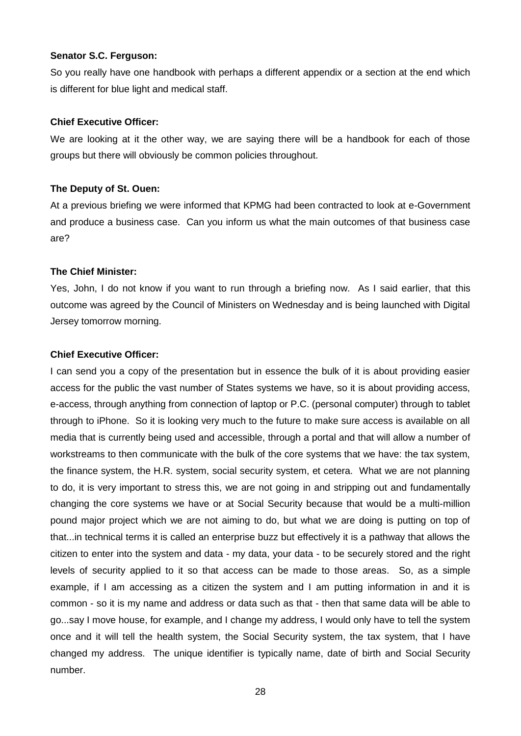**Senator S.C. Ferguson:**

So you really have one handbook with perhaps a different appendix or a section at the end which is different for blue light and medical staff.

**Chief Executive Officer:**

We are looking at it the other way, we are saying there will be a handbook for each of those groups but there will obviously be common policies throughout.

**The Deputy of St. Ouen:**

At a previous briefing we were informed that KPMG had been contracted to look at e-Government and produce a business case. Can you inform us what the main outcomes of that business case are?

**The Chief Minister:**

Yes, John, I do not know if you want to run through a briefing now. As I said earlier, that this outcome was agreed by the Council of Ministers on Wednesday and is being launched with Digital Jersey tomorrow morning.

**Chief Executive Officer:**

I can send you a copy of the presentation but in essence the bulk of it is about providing easier access for the public the vast number of States systems we have, so it is about providing access, e-access, through anything from connection of laptop or P.C. (personal computer) through to tablet through to iPhone. So it is looking very much to the future to make sure access is available on all media that is currently being used and accessible, through a portal and that will allow a number of workstreams to then communicate with the bulk of the core systems that we have: the tax system, the finance system, the H.R. system, social security system, et cetera. What we are not planning to do, it is very important to stress this, we are not going in and stripping out and fundamentally changing the core systems we have or at Social Security because that would be a multi-million pound major project which we are not aiming to do, but what we are doing is putting on top of that...in technical terms it is called an enterprise buzz but effectively it is a pathway that allows the citizen to enter into the system and data - my data, your data - to be securely stored and the right levels of security applied to it so that access can be made to those areas. So, as a simple example, if I am accessing as a citizen the system and I am putting information in and it is common - so it is my name and address or data such as that - then that same data will be able to go...say I move house, for example, and I change my address, I would only have to tell the system once and it will tell the health system, the Social Security system, the tax system, that I have changed my address. The unique identifier is typically name, date of birth and Social Security number.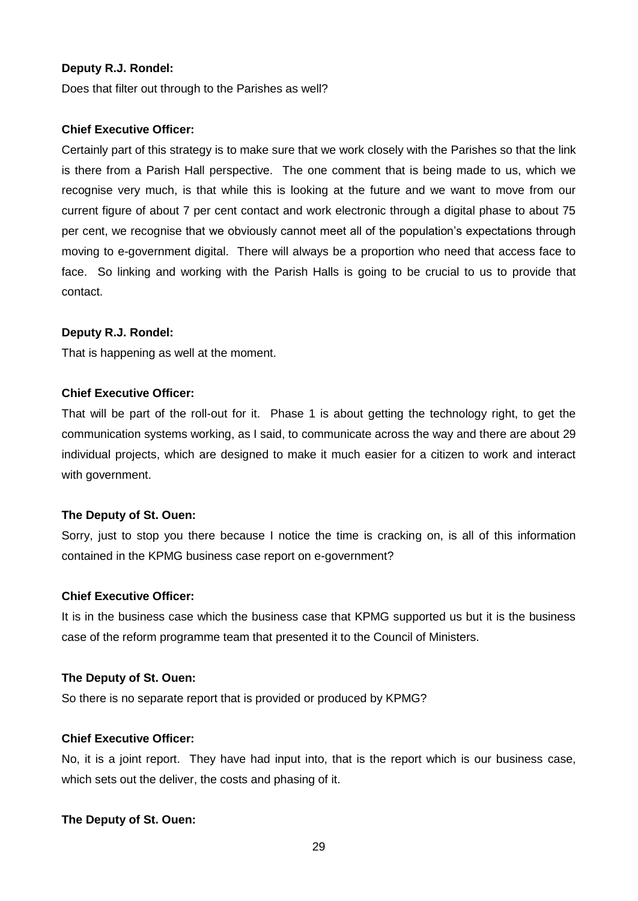**Deputy R.J. Rondel:**

Does that filter out through to the Parishes as well?

**Chief Executive Officer:**

Certainly part of this strategy is to make sure that we work closely with the Parishes so that the link is there from a Parish Hall perspective. The one comment that is being made to us, which we recognise very much, is that while this is looking at the future and we want to move from our current figure of about 7 per cent contact and work electronic through a digital phase to about 75 per cent, we recognise that we obviously cannot meet all of the population's expectations through moving to e-government digital. There will always be a proportion who need that access face to face. So linking and working with the Parish Halls is going to be crucial to us to provide that contact.

**Deputy R.J. Rondel:**

That is happening as well at the moment.

**Chief Executive Officer:**

That will be part of the roll-out for it. Phase 1 is about getting the technology right, to get the communication systems working, as I said, to communicate across the way and there are about 29 individual projects, which are designed to make it much easier for a citizen to work and interact with government.

**The Deputy of St. Ouen:**

Sorry, just to stop you there because I notice the time is cracking on, is all of this information contained in the KPMG business case report on e-government?

**Chief Executive Officer:**

It is in the business case which the business case that KPMG supported us but it is the business case of the reform programme team that presented it to the Council of Ministers.

**The Deputy of St. Ouen:**

So there is no separate report that is provided or produced by KPMG?

**Chief Executive Officer:**

No, it is a joint report. They have had input into, that is the report which is our business case, which sets out the deliver, the costs and phasing of it.

**The Deputy of St. Ouen:**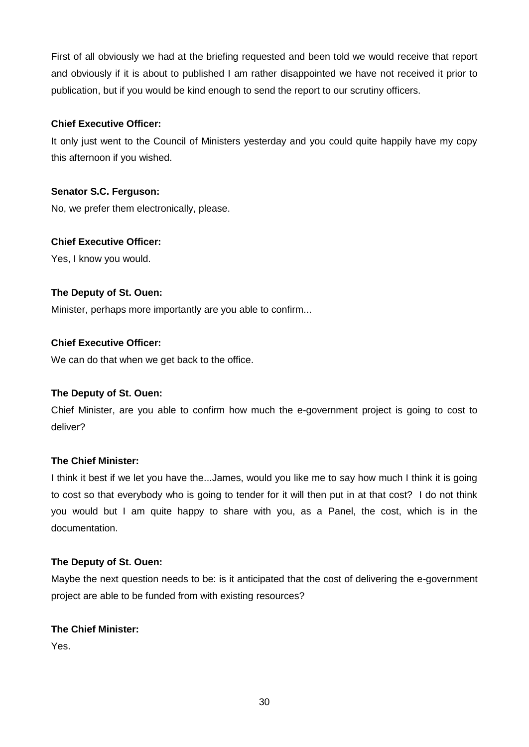First of all obviously we had at the briefing requested and been told we would receive that report and obviously if it is about to published I am rather disappointed we have not received it prior to publication, but if you would be kind enough to send the report to our scrutiny officers.

**Chief Executive Officer:**

It only just went to the Council of Ministers yesterday and you could quite happily have my copy this afternoon if you wished.

**Senator S.C. Ferguson:**

No, we prefer them electronically, please.

**Chief Executive Officer:**

Yes, I know you would.

**The Deputy of St. Ouen:**

Minister, perhaps more importantly are you able to confirm...

**Chief Executive Officer:**

We can do that when we get back to the office.

**The Deputy of St. Ouen:**

Chief Minister, are you able to confirm how much the e-government project is going to cost to deliver?

**The Chief Minister:**

I think it best if we let you have the...James, would you like me to say how much I think it is going to cost so that everybody who is going to tender for it will then put in at that cost? I do not think you would but I am quite happy to share with you, as a Panel, the cost, which is in the documentation.

**The Deputy of St. Ouen:**

Maybe the next question needs to be: is it anticipated that the cost of delivering the e-government project are able to be funded from with existing resources?

**The Chief Minister:**

Yes.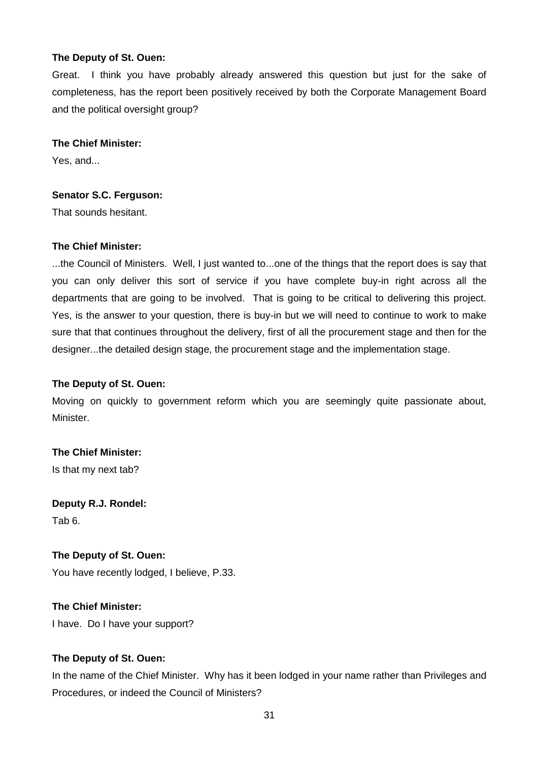**The Deputy of St. Ouen:**

Great. I think you have probably already answered this question but just for the sake of completeness, has the report been positively received by both the Corporate Management Board and the political oversight group?

**The Chief Minister:**

Yes, and...

**Senator S.C. Ferguson:**

That sounds hesitant.

**The Chief Minister:**

...the Council of Ministers. Well, I just wanted to...one of the things that the report does is say that you can only deliver this sort of service if you have complete buy-in right across all the departments that are going to be involved. That is going to be critical to delivering this project. Yes, is the answer to your question, there is buy-in but we will need to continue to work to make sure that that continues throughout the delivery, first of all the procurement stage and then for the designer...the detailed design stage, the procurement stage and the implementation stage.

**The Deputy of St. Ouen:**

Moving on quickly to government reform which you are seemingly quite passionate about, Minister.

**The Chief Minister:**

Is that my next tab?

**Deputy R.J. Rondel:**

Tab 6.

**The Deputy of St. Ouen:**

You have recently lodged, I believe, P.33.

**The Chief Minister:**

I have. Do I have your support?

**The Deputy of St. Ouen:**

In the name of the Chief Minister. Why has it been lodged in your name rather than Privileges and Procedures, or indeed the Council of Ministers?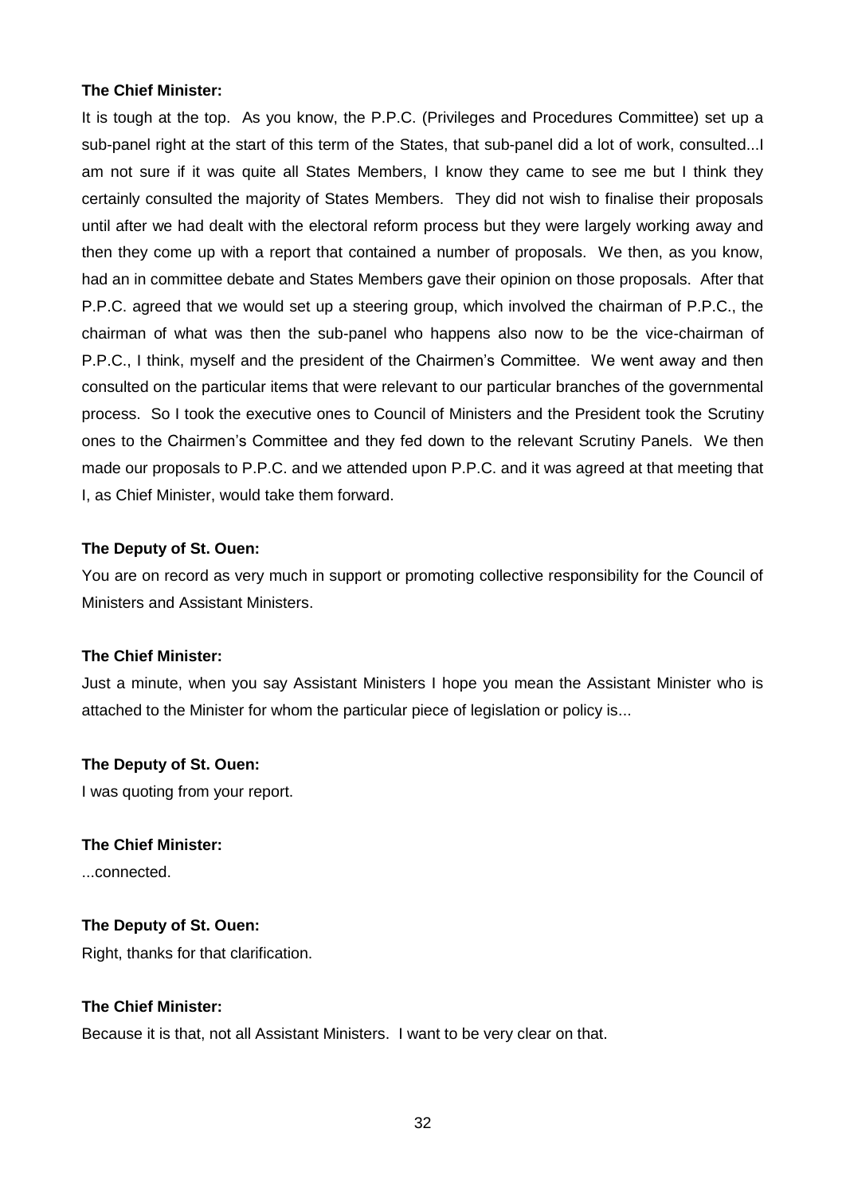**The Chief Minister:**

It is tough at the top. As you know, the P.P.C. (Privileges and Procedures Committee) set up a sub-panel right at the start of this term of the States, that sub-panel did a lot of work, consulted...I am not sure if it was quite all States Members, I know they came to see me but I think they certainly consulted the majority of States Members. They did not wish to finalise their proposals until after we had dealt with the electoral reform process but they were largely working away and then they come up with a report that contained a number of proposals. We then, as you know, had an in committee debate and States Members gave their opinion on those proposals. After that P.P.C. agreed that we would set up a steering group, which involved the chairman of P.P.C., the chairman of what was then the sub-panel who happens also now to be the vice-chairman of P.P.C., I think, myself and the president of the Chairmen's Committee. We went away and then consulted on the particular items that were relevant to our particular branches of the governmental process. So I took the executive ones to Council of Ministers and the President took the Scrutiny ones to the Chairmen's Committee and they fed down to the relevant Scrutiny Panels. We then made our proposals to P.P.C. and we attended upon P.P.C. and it was agreed at that meeting that I, as Chief Minister, would take them forward.

**The Deputy of St. Ouen:**

You are on record as very much in support or promoting collective responsibility for the Council of Ministers and Assistant Ministers.

**The Chief Minister:**

Just a minute, when you say Assistant Ministers I hope you mean the Assistant Minister who is attached to the Minister for whom the particular piece of legislation or policy is...

**The Deputy of St. Ouen:**

I was quoting from your report.

**The Chief Minister:**

...connected.

**The Deputy of St. Ouen:**

Right, thanks for that clarification.

**The Chief Minister:**

Because it is that, not all Assistant Ministers. I want to be very clear on that.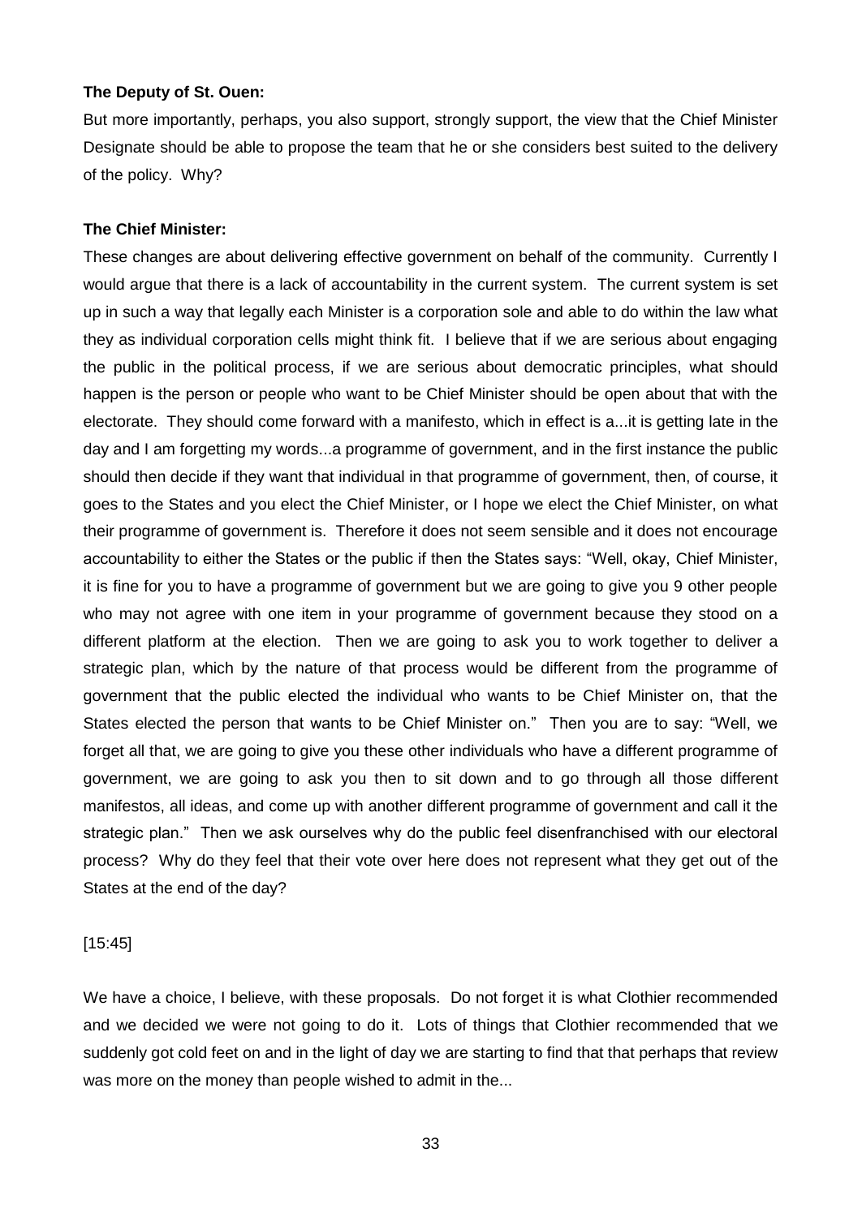**The Deputy of St. Ouen:**

But more importantly, perhaps, you also support, strongly support, the view that the Chief Minister Designate should be able to propose the team that he or she considers best suited to the delivery of the policy. Why?

**The Chief Minister:**

These changes are about delivering effective government on behalf of the community. Currently I would argue that there is a lack of accountability in the current system. The current system is set up in such a way that legally each Minister is a corporation sole and able to do within the law what they as individual corporation cells might think fit. I believe that if we are serious about engaging the public in the political process, if we are serious about democratic principles, what should happen is the person or people who want to be Chief Minister should be open about that with the electorate. They should come forward with a manifesto, which in effect is a...it is getting late in the day and I am forgetting my words...a programme of government, and in the first instance the public should then decide if they want that individual in that programme of government, then, of course, it goes to the States and you elect the Chief Minister, or I hope we elect the Chief Minister, on what their programme of government is. Therefore it does not seem sensible and it does not encourage accountability to either the States or the public if then the States says: "Well, okay, Chief Minister, it is fine for you to have a programme of government but we are going to give you 9 other people who may not agree with one item in your programme of government because they stood on a different platform at the election. Then we are going to ask you to work together to deliver a strategic plan, which by the nature of that process would be different from the programme of government that the public elected the individual who wants to be Chief Minister on, that the States elected the person that wants to be Chief Minister on." Then you are to say: "Well, we forget all that, we are going to give you these other individuals who have a different programme of government, we are going to ask you then to sit down and to go through all those different manifestos, all ideas, and come up with another different programme of government and call it the strategic plan." Then we ask ourselves why do the public feel disenfranchised with our electoral process? Why do they feel that their vote over here does not represent what they get out of the States at the end of the day?

[15:45]

We have a choice, I believe, with these proposals. Do not forget it is what Clothier recommended and we decided we were not going to do it. Lots of things that Clothier recommended that we suddenly got cold feet on and in the light of day we are starting to find that that perhaps that review was more on the money than people wished to admit in the...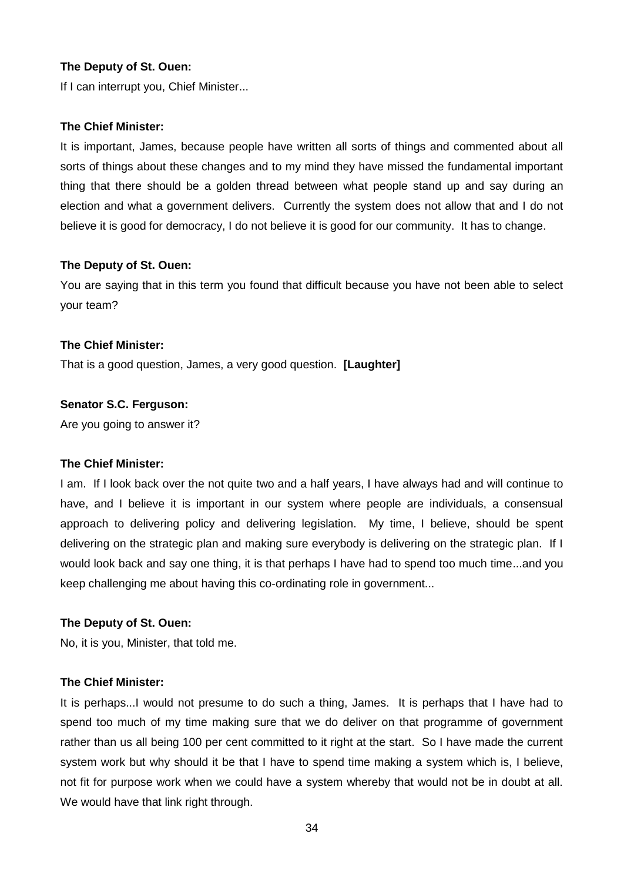**The Deputy of St. Ouen:**

If I can interrupt you, Chief Minister...

**The Chief Minister:**

It is important, James, because people have written all sorts of things and commented about all sorts of things about these changes and to my mind they have missed the fundamental important thing that there should be a golden thread between what people stand up and say during an election and what a government delivers. Currently the system does not allow that and I do not believe it is good for democracy, I do not believe it is good for our community. It has to change.

**The Deputy of St. Ouen:**

You are saying that in this term you found that difficult because you have not been able to select your team?

**The Chief Minister:**

That is a good question, James, a very good question. **[Laughter]**

**Senator S.C. Ferguson:**

Are you going to answer it?

**The Chief Minister:**

I am. If I look back over the not quite two and a half years, I have always had and will continue to have, and I believe it is important in our system where people are individuals, a consensual approach to delivering policy and delivering legislation. My time, I believe, should be spent delivering on the strategic plan and making sure everybody is delivering on the strategic plan. If I would look back and say one thing, it is that perhaps I have had to spend too much time...and you keep challenging me about having this co-ordinating role in government...

**The Deputy of St. Ouen:**

No, it is you, Minister, that told me.

**The Chief Minister:**

It is perhaps...I would not presume to do such a thing, James. It is perhaps that I have had to spend too much of my time making sure that we do deliver on that programme of government rather than us all being 100 per cent committed to it right at the start. So I have made the current system work but why should it be that I have to spend time making a system which is, I believe, not fit for purpose work when we could have a system whereby that would not be in doubt at all. We would have that link right through.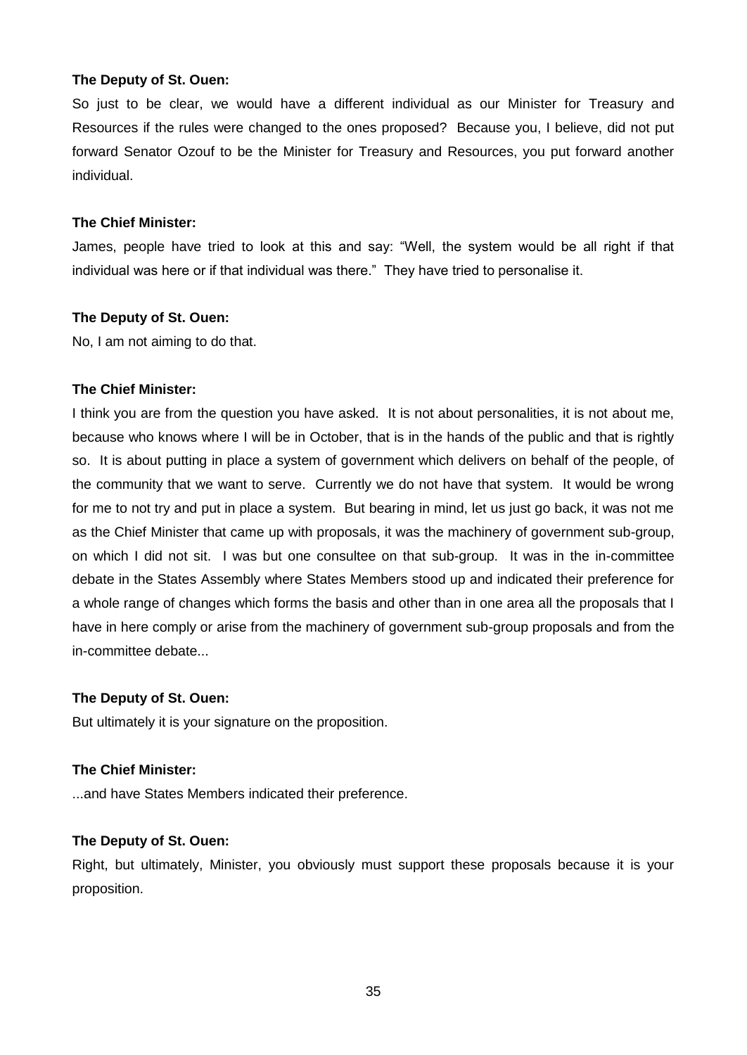**The Deputy of St. Ouen:**

So just to be clear, we would have a different individual as our Minister for Treasury and Resources if the rules were changed to the ones proposed? Because you, I believe, did not put forward Senator Ozouf to be the Minister for Treasury and Resources, you put forward another individual.

**The Chief Minister:**

James, people have tried to look at this and say: "Well, the system would be all right if that individual was here or if that individual was there." They have tried to personalise it.

**The Deputy of St. Ouen:**

No, I am not aiming to do that.

**The Chief Minister:**

I think you are from the question you have asked. It is not about personalities, it is not about me, because who knows where I will be in October, that is in the hands of the public and that is rightly so. It is about putting in place a system of government which delivers on behalf of the people, of the community that we want to serve. Currently we do not have that system. It would be wrong for me to not try and put in place a system. But bearing in mind, let us just go back, it was not me as the Chief Minister that came up with proposals, it was the machinery of government sub-group, on which I did not sit. I was but one consultee on that sub-group. It was in the in-committee debate in the States Assembly where States Members stood up and indicated their preference for a whole range of changes which forms the basis and other than in one area all the proposals that I have in here comply or arise from the machinery of government sub-group proposals and from the in-committee debate...

**The Deputy of St. Ouen:**

But ultimately it is your signature on the proposition.

**The Chief Minister:**

...and have States Members indicated their preference.

**The Deputy of St. Ouen:**

Right, but ultimately, Minister, you obviously must support these proposals because it is your proposition.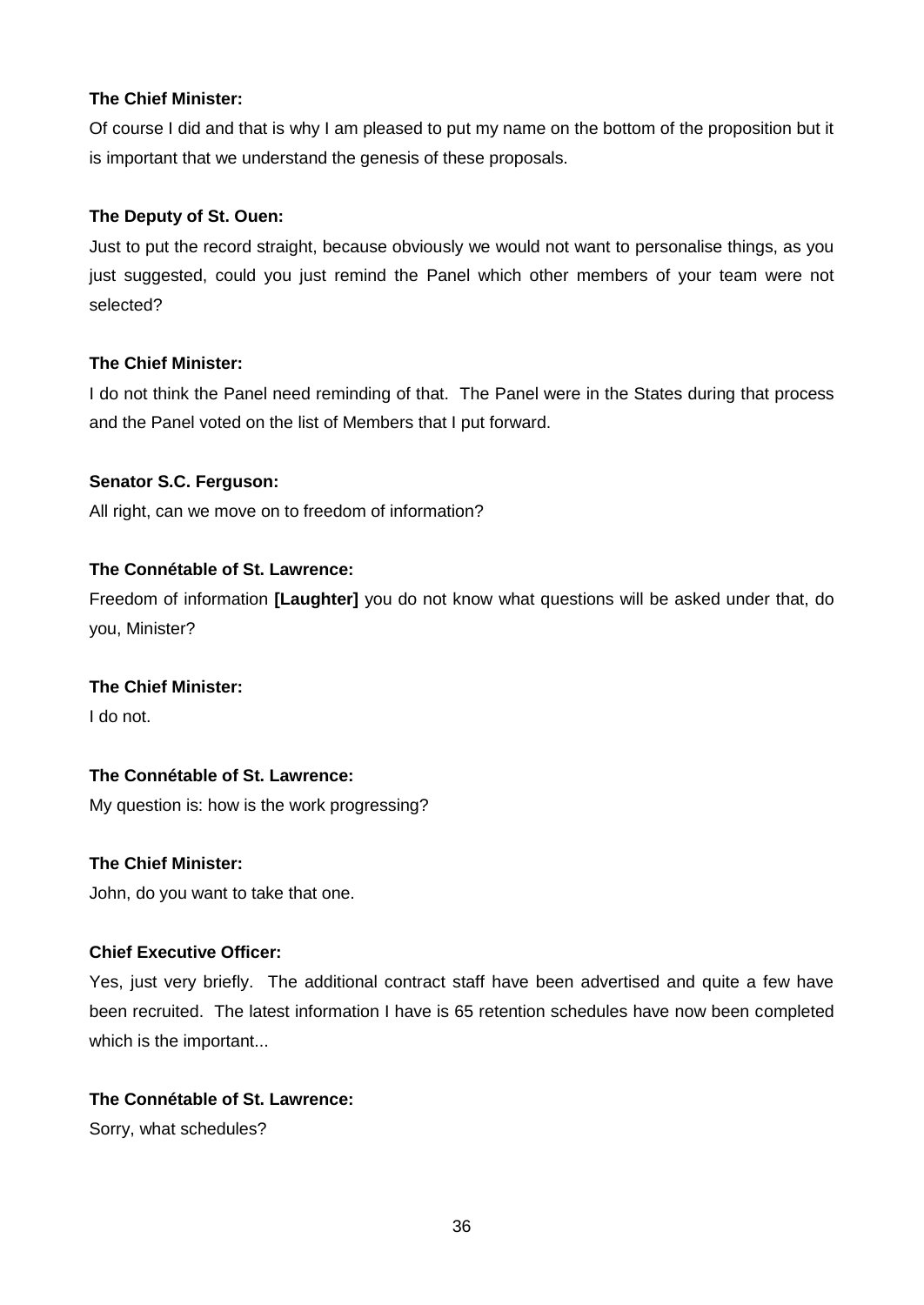**The Chief Minister:**

Of course I did and that is why I am pleased to put my name on the bottom of the proposition but it is important that we understand the genesis of these proposals.

**The Deputy of St. Ouen:**

Just to put the record straight, because obviously we would not want to personalise things, as you just suggested, could you just remind the Panel which other members of your team were not selected?

**The Chief Minister:**

I do not think the Panel need reminding of that. The Panel were in the States during that process and the Panel voted on the list of Members that I put forward.

**Senator S.C. Ferguson:**

All right, can we move on to freedom of information?

**The Connétable of St. Lawrence:**

Freedom of information **[Laughter]** you do not know what questions will be asked under that, do you, Minister?

**The Chief Minister:**

I do not.

**The Connétable of St. Lawrence:**

My question is: how is the work progressing?

**The Chief Minister:**

John, do you want to take that one.

**Chief Executive Officer:**

Yes, just very briefly. The additional contract staff have been advertised and quite a few have been recruited. The latest information I have is 65 retention schedules have now been completed which is the important...

**The Connétable of St. Lawrence:**

Sorry, what schedules?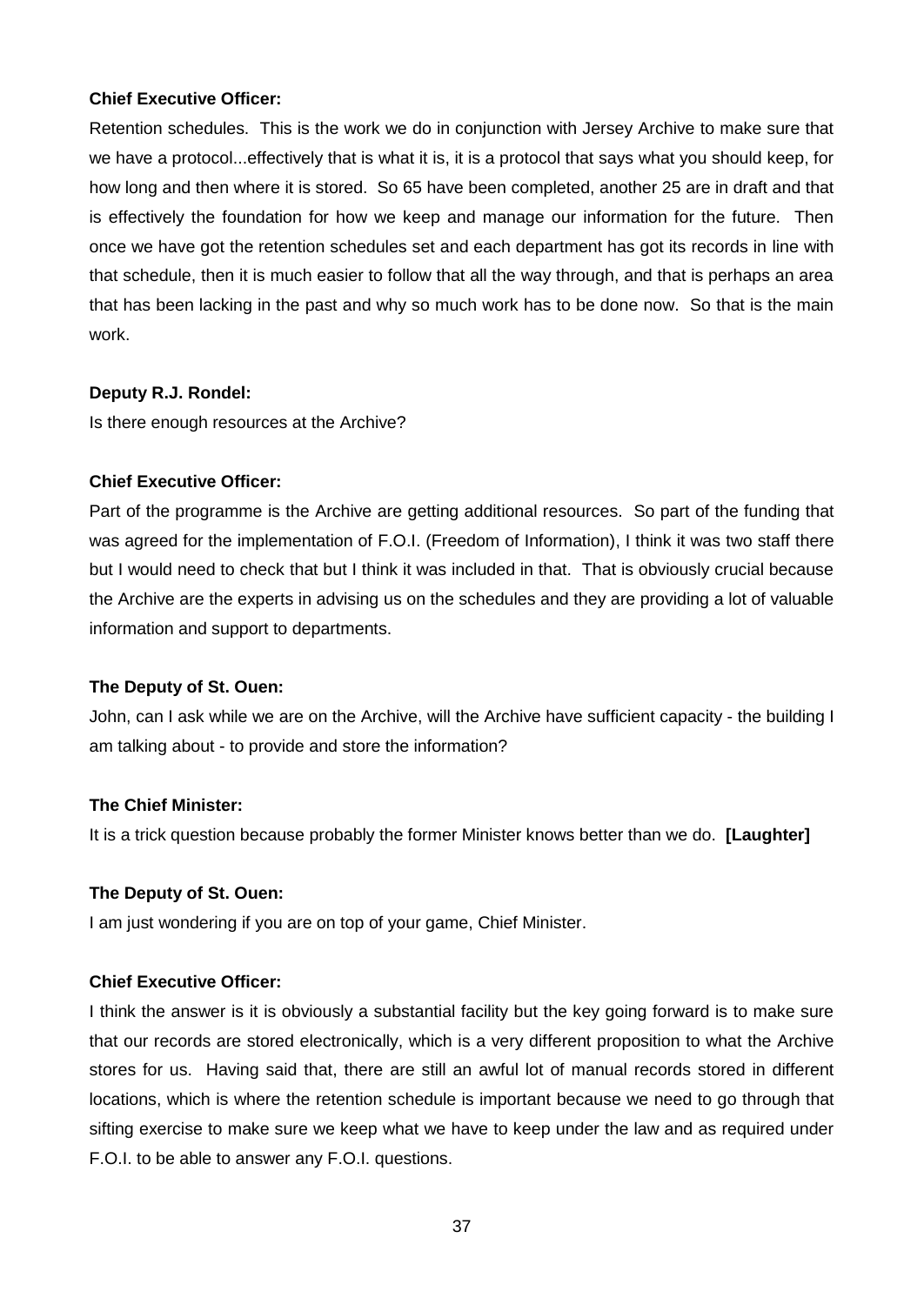**Chief Executive Officer:**

Retention schedules. This is the work we do in conjunction with Jersey Archive to make sure that we have a protocol...effectively that is what it is, it is a protocol that says what you should keep, for how long and then where it is stored. So 65 have been completed, another 25 are in draft and that is effectively the foundation for how we keep and manage our information for the future. Then once we have got the retention schedules set and each department has got its records in line with that schedule, then it is much easier to follow that all the way through, and that is perhaps an area that has been lacking in the past and why so much work has to be done now. So that is the main work.

**Deputy R.J. Rondel:**

Is there enough resources at the Archive?

**Chief Executive Officer:**

Part of the programme is the Archive are getting additional resources. So part of the funding that was agreed for the implementation of F.O.I. (Freedom of Information), I think it was two staff there but I would need to check that but I think it was included in that. That is obviously crucial because the Archive are the experts in advising us on the schedules and they are providing a lot of valuable information and support to departments.

**The Deputy of St. Ouen:**

John, can I ask while we are on the Archive, will the Archive have sufficient capacity - the building I am talking about - to provide and store the information?

**The Chief Minister:**

It is a trick question because probably the former Minister knows better than we do. **[Laughter]**

**The Deputy of St. Ouen:**

I am just wondering if you are on top of your game, Chief Minister.

**Chief Executive Officer:**

I think the answer is it is obviously a substantial facility but the key going forward is to make sure that our records are stored electronically, which is a very different proposition to what the Archive stores for us. Having said that, there are still an awful lot of manual records stored in different locations, which is where the retention schedule is important because we need to go through that sifting exercise to make sure we keep what we have to keep under the law and as required under F.O.I. to be able to answer any F.O.I. questions.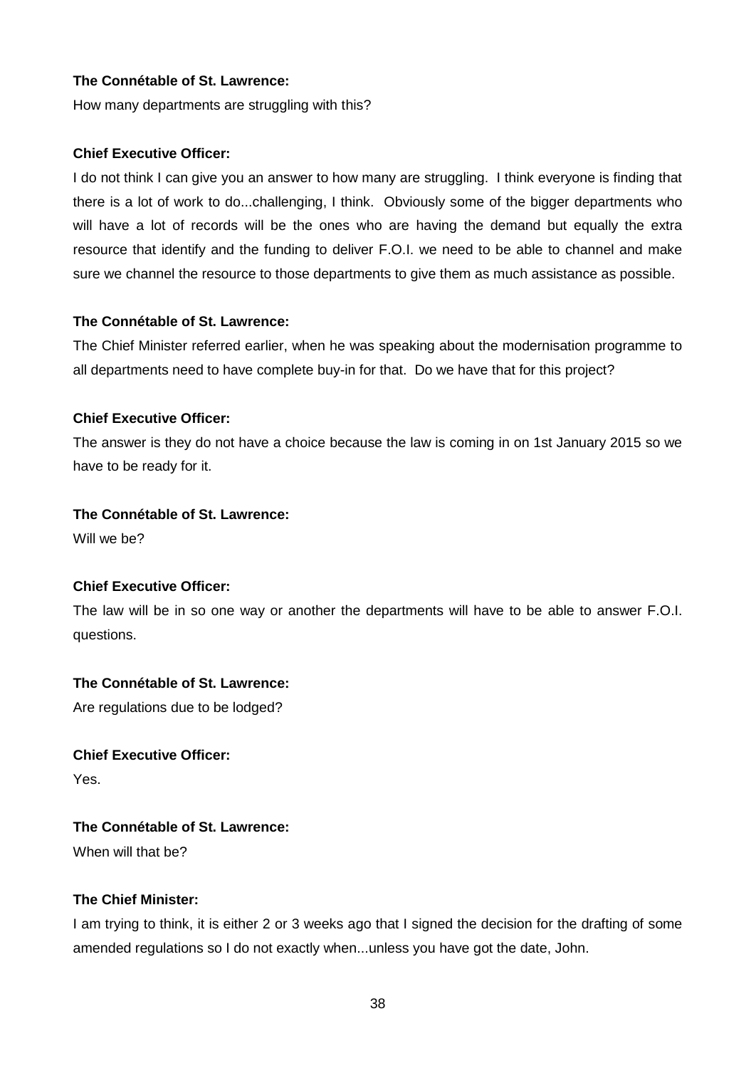**The Connétable of St. Lawrence:**

How many departments are struggling with this?

**Chief Executive Officer:**

I do not think I can give you an answer to how many are struggling. I think everyone is finding that there is a lot of work to do...challenging, I think. Obviously some of the bigger departments who will have a lot of records will be the ones who are having the demand but equally the extra resource that identify and the funding to deliver F.O.I. we need to be able to channel and make sure we channel the resource to those departments to give them as much assistance as possible.

**The Connétable of St. Lawrence:**

The Chief Minister referred earlier, when he was speaking about the modernisation programme to all departments need to have complete buy-in for that. Do we have that for this project?

**Chief Executive Officer:**

The answer is they do not have a choice because the law is coming in on 1st January 2015 so we have to be ready for it.

**The Connétable of St. Lawrence:**

Will we be?

**Chief Executive Officer:**

The law will be in so one way or another the departments will have to be able to answer F.O.I. questions.

**The Connétable of St. Lawrence:**

Are regulations due to be lodged?

**Chief Executive Officer:**

Yes.

**The Connétable of St. Lawrence:**

When will that be?

**The Chief Minister:**

I am trying to think, it is either 2 or 3 weeks ago that I signed the decision for the drafting of some amended regulations so I do not exactly when...unless you have got the date, John.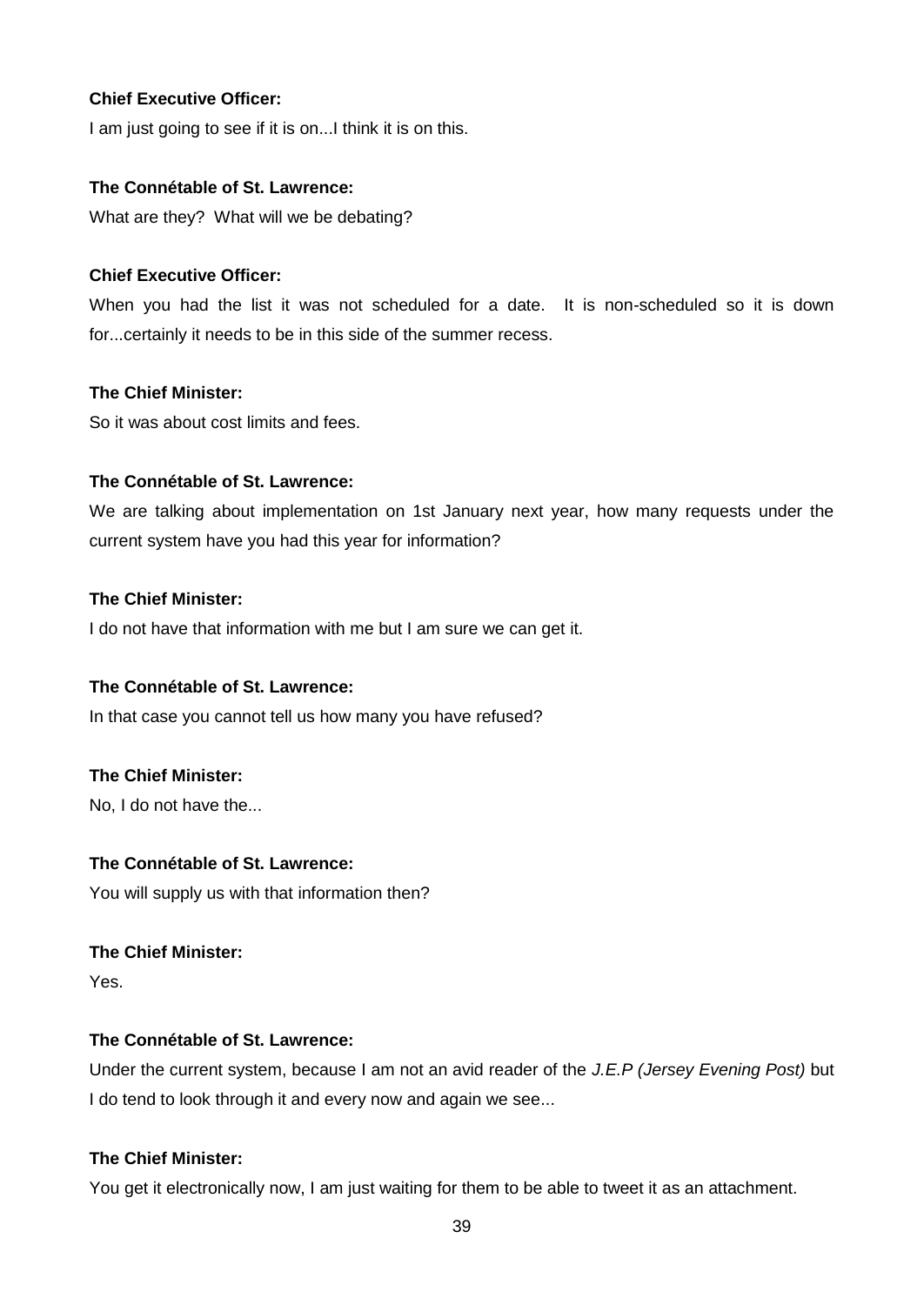**Chief Executive Officer:**

I am just going to see if it is on...I think it is on this.

**The Connétable of St. Lawrence:**

What are they? What will we be debating?

**Chief Executive Officer:**

When you had the list it was not scheduled for a date. It is non-scheduled so it is down for...certainly it needs to be in this side of the summer recess.

**The Chief Minister:**

So it was about cost limits and fees.

**The Connétable of St. Lawrence:**

We are talking about implementation on 1st January next year, how many requests under the current system have you had this year for information?

**The Chief Minister:**

I do not have that information with me but I am sure we can get it.

**The Connétable of St. Lawrence:**

In that case you cannot tell us how many you have refused?

**The Chief Minister:**

No, I do not have the...

**The Connétable of St. Lawrence:**

You will supply us with that information then?

**The Chief Minister:**

Yes.

**The Connétable of St. Lawrence:**

Under the current system, because I am not an avid reader of the *J.E.P (Jersey Evening Post)* but I do tend to look through it and every now and again we see...

**The Chief Minister:**

You get it electronically now, I am just waiting for them to be able to tweet it as an attachment.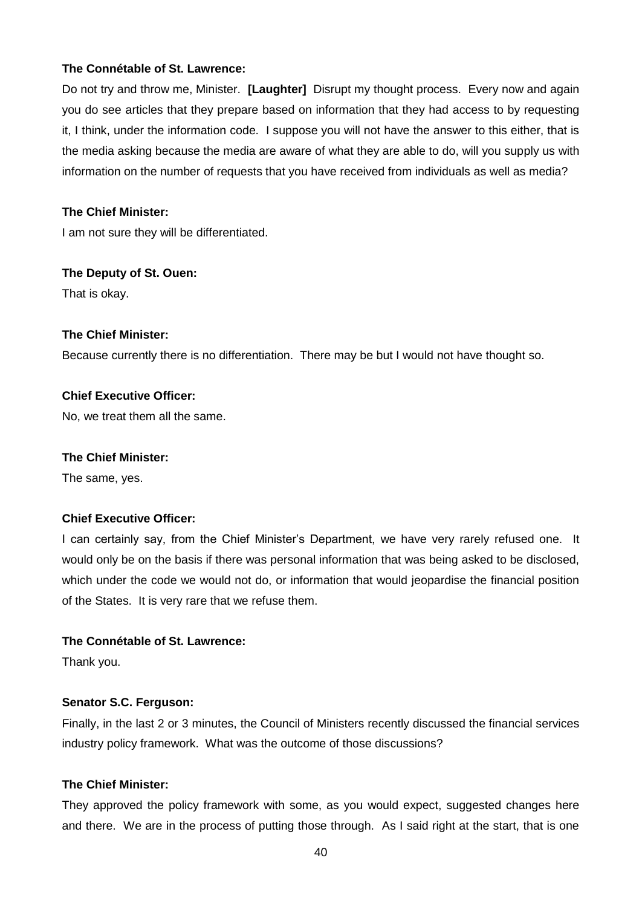**The Connétable of St. Lawrence:**

Do not try and throw me, Minister. **[Laughter]** Disrupt my thought process. Every now and again you do see articles that they prepare based on information that they had access to by requesting it, I think, under the information code. I suppose you will not have the answer to this either, that is the media asking because the media are aware of what they are able to do, will you supply us with information on the number of requests that you have received from individuals as well as media?

**The Chief Minister:**

I am not sure they will be differentiated.

**The Deputy of St. Ouen:**

That is okay.

**The Chief Minister:**

Because currently there is no differentiation. There may be but I would not have thought so.

**Chief Executive Officer:**

No, we treat them all the same.

**The Chief Minister:**

The same, yes.

**Chief Executive Officer:**

I can certainly say, from the Chief Minister's Department, we have very rarely refused one. It would only be on the basis if there was personal information that was being asked to be disclosed, which under the code we would not do, or information that would jeopardise the financial position of the States. It is very rare that we refuse them.

**The Connétable of St. Lawrence:**

Thank you.

**Senator S.C. Ferguson:**

Finally, in the last 2 or 3 minutes, the Council of Ministers recently discussed the financial services industry policy framework. What was the outcome of those discussions?

**The Chief Minister:**

They approved the policy framework with some, as you would expect, suggested changes here and there. We are in the process of putting those through. As I said right at the start, that is one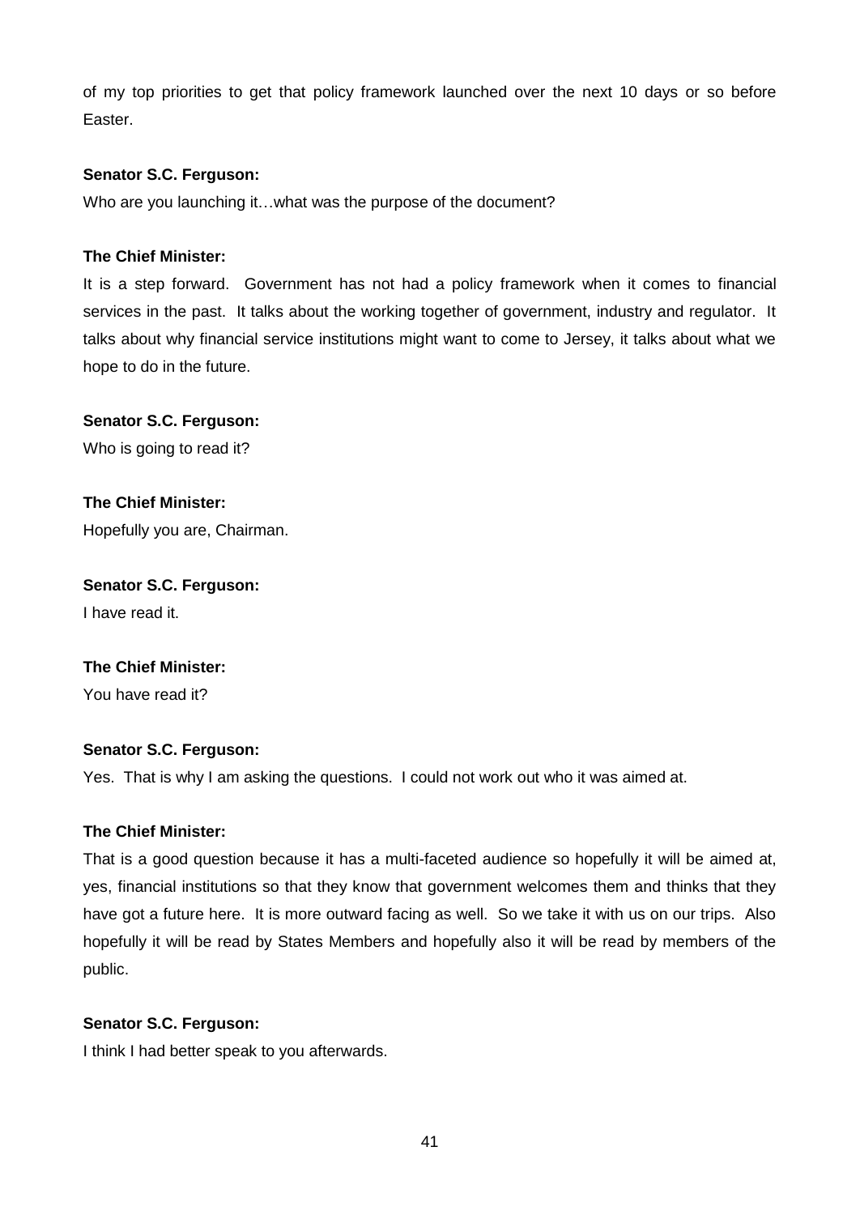of my top priorities to get that policy framework launched over the next 10 days or so before Easter.

**Senator S.C. Ferguson:**

Who are you launching it…what was the purpose of the document?

**The Chief Minister:**

It is a step forward. Government has not had a policy framework when it comes to financial services in the past. It talks about the working together of government, industry and regulator. It talks about why financial service institutions might want to come to Jersey, it talks about what we hope to do in the future.

**Senator S.C. Ferguson:**

Who is going to read it?

**The Chief Minister:**

Hopefully you are, Chairman.

**Senator S.C. Ferguson:**

I have read it.

**The Chief Minister:**

You have read it?

**Senator S.C. Ferguson:**

Yes. That is why I am asking the questions. I could not work out who it was aimed at.

**The Chief Minister:**

That is a good question because it has a multi-faceted audience so hopefully it will be aimed at, yes, financial institutions so that they know that government welcomes them and thinks that they have got a future here. It is more outward facing as well. So we take it with us on our trips. Also hopefully it will be read by States Members and hopefully also it will be read by members of the public.

**Senator S.C. Ferguson:**

I think I had better speak to you afterwards.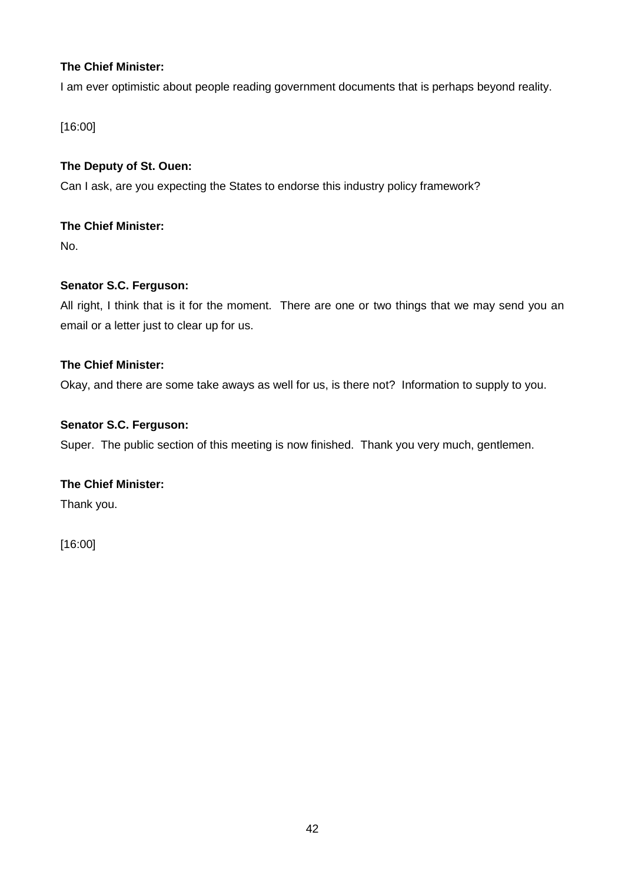**The Chief Minister:**

I am ever optimistic about people reading government documents that is perhaps beyond reality.

[16:00]

**The Deputy of St. Ouen:**

Can I ask, are you expecting the States to endorse this industry policy framework?

**The Chief Minister:**

No.

**Senator S.C. Ferguson:**

All right, I think that is it for the moment. There are one or two things that we may send you an email or a letter just to clear up for us.

**The Chief Minister:**

Okay, and there are some take aways as well for us, is there not? Information to supply to you.

**Senator S.C. Ferguson:**

Super. The public section of this meeting is now finished. Thank you very much, gentlemen.

**The Chief Minister:**

Thank you.

[16:00]